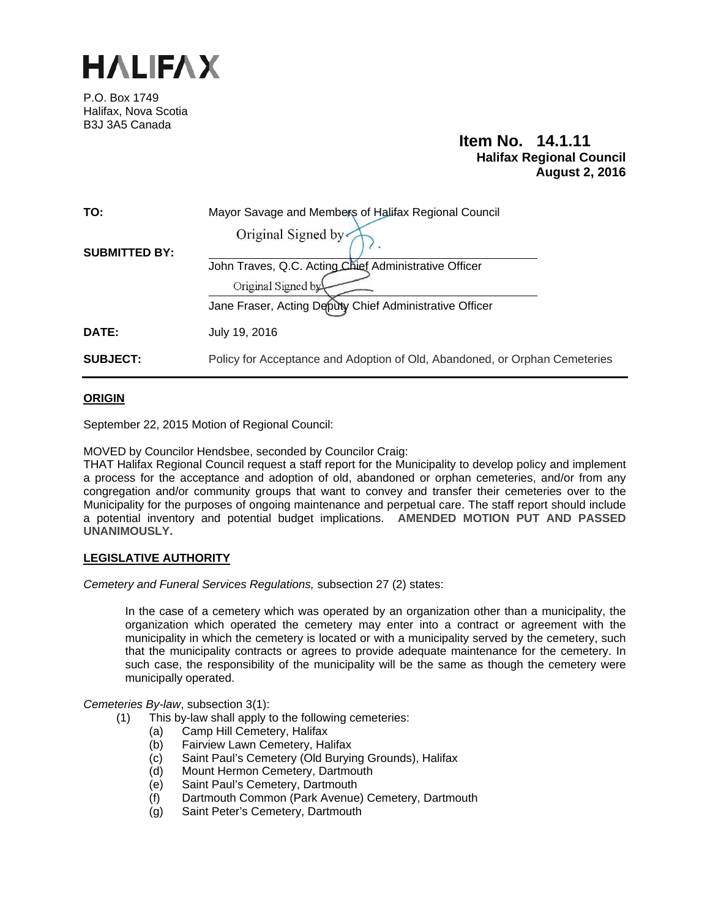# HALIFAX

P.O. Box 1749
Halifax, Nova Scotia
B3J 3A5 Canada

**Item No. 14.1.11**
**Halifax Regional Council**
**August 2, 2016**

| | |
|---|---|
| **TO:** | Mayor Savage and Members of Halifax Regional Council |
| **SUBMITTED BY:** | Original Signed by<br>John Traves, Q.C. Acting Chief Administrative Officer<br>Original Signed by<br>Jane Fraser, Acting Deputy Chief Administrative Officer |
| **DATE:** | July 19, 2016 |
| **SUBJECT:** | Policy for Acceptance and Adoption of Old, Abandoned, or Orphan Cemeteries |

## ORIGIN

September 22, 2015 Motion of Regional Council:

MOVED by Councilor Hendsbee, seconded by Councilor Craig:
THAT Halifax Regional Council request a staff report for the Municipality to develop policy and implement a process for the acceptance and adoption of old, abandoned or orphan cemeteries, and/or from any congregation and/or community groups that want to convey and transfer their cemeteries over to the Municipality for the purposes of ongoing maintenance and perpetual care. The staff report should include a potential inventory and potential budget implications. **AMENDED MOTION PUT AND PASSED UNANIMOUSLY.**

## LEGISLATIVE AUTHORITY

*Cemetery and Funeral Services Regulations,* subsection 27 (2) states:

> In the case of a cemetery which was operated by an organization other than a municipality, the organization which operated the cemetery may enter into a contract or agreement with the municipality in which the cemetery is located or with a municipality served by the cemetery, such that the municipality contracts or agrees to provide adequate maintenance for the cemetery. In such case, the responsibility of the municipality will be the same as though the cemetery were municipally operated.

*Cemeteries By-law*, subsection 3(1):

(1) This by-law shall apply to the following cemeteries:
- (a) Camp Hill Cemetery, Halifax
- (b) Fairview Lawn Cemetery, Halifax
- (c) Saint Paul's Cemetery (Old Burying Grounds), Halifax
- (d) Mount Hermon Cemetery, Dartmouth
- (e) Saint Paul's Cemetery, Dartmouth
- (f) Dartmouth Common (Park Avenue) Cemetery, Dartmouth
- (g) Saint Peter's Cemetery, Dartmouth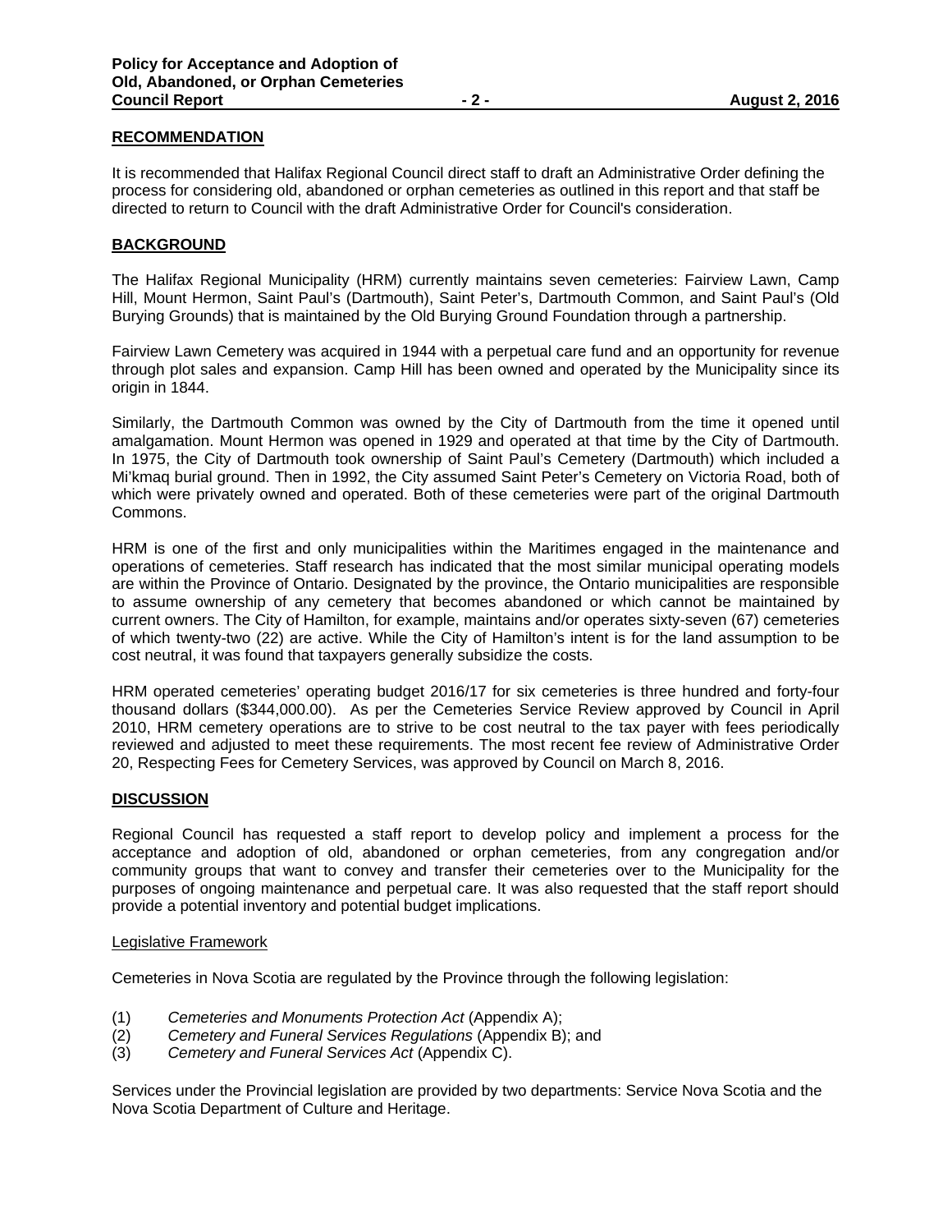## RECOMMENDATION

It is recommended that Halifax Regional Council direct staff to draft an Administrative Order defining the process for considering old, abandoned or orphan cemeteries as outlined in this report and that staff be directed to return to Council with the draft Administrative Order for Council's consideration.

## BACKGROUND

The Halifax Regional Municipality (HRM) currently maintains seven cemeteries: Fairview Lawn, Camp Hill, Mount Hermon, Saint Paul's (Dartmouth), Saint Peter's, Dartmouth Common, and Saint Paul's (Old Burying Grounds) that is maintained by the Old Burying Ground Foundation through a partnership.

Fairview Lawn Cemetery was acquired in 1944 with a perpetual care fund and an opportunity for revenue through plot sales and expansion. Camp Hill has been owned and operated by the Municipality since its origin in 1844.

Similarly, the Dartmouth Common was owned by the City of Dartmouth from the time it opened until amalgamation. Mount Hermon was opened in 1929 and operated at that time by the City of Dartmouth. In 1975, the City of Dartmouth took ownership of Saint Paul's Cemetery (Dartmouth) which included a Mi'kmaq burial ground. Then in 1992, the City assumed Saint Peter's Cemetery on Victoria Road, both of which were privately owned and operated. Both of these cemeteries were part of the original Dartmouth Commons.

HRM is one of the first and only municipalities within the Maritimes engaged in the maintenance and operations of cemeteries. Staff research has indicated that the most similar municipal operating models are within the Province of Ontario. Designated by the province, the Ontario municipalities are responsible to assume ownership of any cemetery that becomes abandoned or which cannot be maintained by current owners. The City of Hamilton, for example, maintains and/or operates sixty-seven (67) cemeteries of which twenty-two (22) are active. While the City of Hamilton's intent is for the land assumption to be cost neutral, it was found that taxpayers generally subsidize the costs.

HRM operated cemeteries' operating budget 2016/17 for six cemeteries is three hundred and forty-four thousand dollars ($344,000.00). As per the Cemeteries Service Review approved by Council in April 2010, HRM cemetery operations are to strive to be cost neutral to the tax payer with fees periodically reviewed and adjusted to meet these requirements. The most recent fee review of Administrative Order 20, Respecting Fees for Cemetery Services, was approved by Council on March 8, 2016.

## DISCUSSION

Regional Council has requested a staff report to develop policy and implement a process for the acceptance and adoption of old, abandoned or orphan cemeteries, from any congregation and/or community groups that want to convey and transfer their cemeteries over to the Municipality for the purposes of ongoing maintenance and perpetual care. It was also requested that the staff report should provide a potential inventory and potential budget implications.

### Legislative Framework

Cemeteries in Nova Scotia are regulated by the Province through the following legislation:

(1) *Cemeteries and Monuments Protection Act* (Appendix A);
(2) *Cemetery and Funeral Services Regulations* (Appendix B); and
(3) *Cemetery and Funeral Services Act* (Appendix C).

Services under the Provincial legislation are provided by two departments: Service Nova Scotia and the Nova Scotia Department of Culture and Heritage.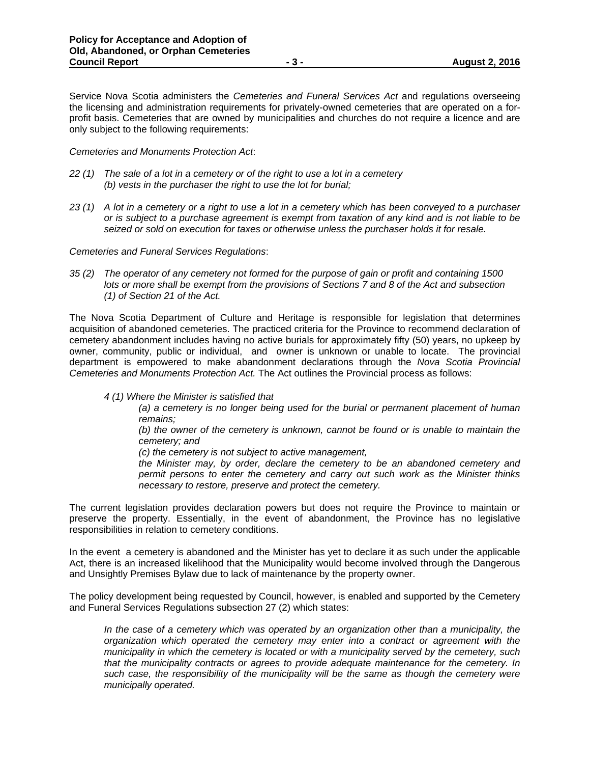Service Nova Scotia administers the *Cemeteries and Funeral Services Act* and regulations overseeing the licensing and administration requirements for privately-owned cemeteries that are operated on a for-profit basis. Cemeteries that are owned by municipalities and churches do not require a licence and are only subject to the following requirements:

*Cemeteries and Monuments Protection Act*:

*22 (1) The sale of a lot in a cemetery or of the right to use a lot in a cemetery*
*(b) vests in the purchaser the right to use the lot for burial;*

*23 (1) A lot in a cemetery or a right to use a lot in a cemetery which has been conveyed to a purchaser or is subject to a purchase agreement is exempt from taxation of any kind and is not liable to be seized or sold on execution for taxes or otherwise unless the purchaser holds it for resale.*

*Cemeteries and Funeral Services Regulations*:

*35 (2) The operator of any cemetery not formed for the purpose of gain or profit and containing 1500 lots or more shall be exempt from the provisions of Sections 7 and 8 of the Act and subsection (1) of Section 21 of the Act.*

The Nova Scotia Department of Culture and Heritage is responsible for legislation that determines acquisition of abandoned cemeteries. The practiced criteria for the Province to recommend declaration of cemetery abandonment includes having no active burials for approximately fifty (50) years, no upkeep by owner, community, public or individual, and owner is unknown or unable to locate. The provincial department is empowered to make abandonment declarations through the *Nova Scotia Provincial Cemeteries and Monuments Protection Act.* The Act outlines the Provincial process as follows:

*4 (1) Where the Minister is satisfied that*

*(a) a cemetery is no longer being used for the burial or permanent placement of human remains;*

*(b) the owner of the cemetery is unknown, cannot be found or is unable to maintain the cemetery; and*

*(c) the cemetery is not subject to active management,*

*the Minister may, by order, declare the cemetery to be an abandoned cemetery and permit persons to enter the cemetery and carry out such work as the Minister thinks necessary to restore, preserve and protect the cemetery.*

The current legislation provides declaration powers but does not require the Province to maintain or preserve the property. Essentially, in the event of abandonment, the Province has no legislative responsibilities in relation to cemetery conditions.

In the event a cemetery is abandoned and the Minister has yet to declare it as such under the applicable Act, there is an increased likelihood that the Municipality would become involved through the Dangerous and Unsightly Premises Bylaw due to lack of maintenance by the property owner.

The policy development being requested by Council, however, is enabled and supported by the Cemetery and Funeral Services Regulations subsection 27 (2) which states:

*In the case of a cemetery which was operated by an organization other than a municipality, the organization which operated the cemetery may enter into a contract or agreement with the municipality in which the cemetery is located or with a municipality served by the cemetery, such that the municipality contracts or agrees to provide adequate maintenance for the cemetery. In such case, the responsibility of the municipality will be the same as though the cemetery were municipally operated.*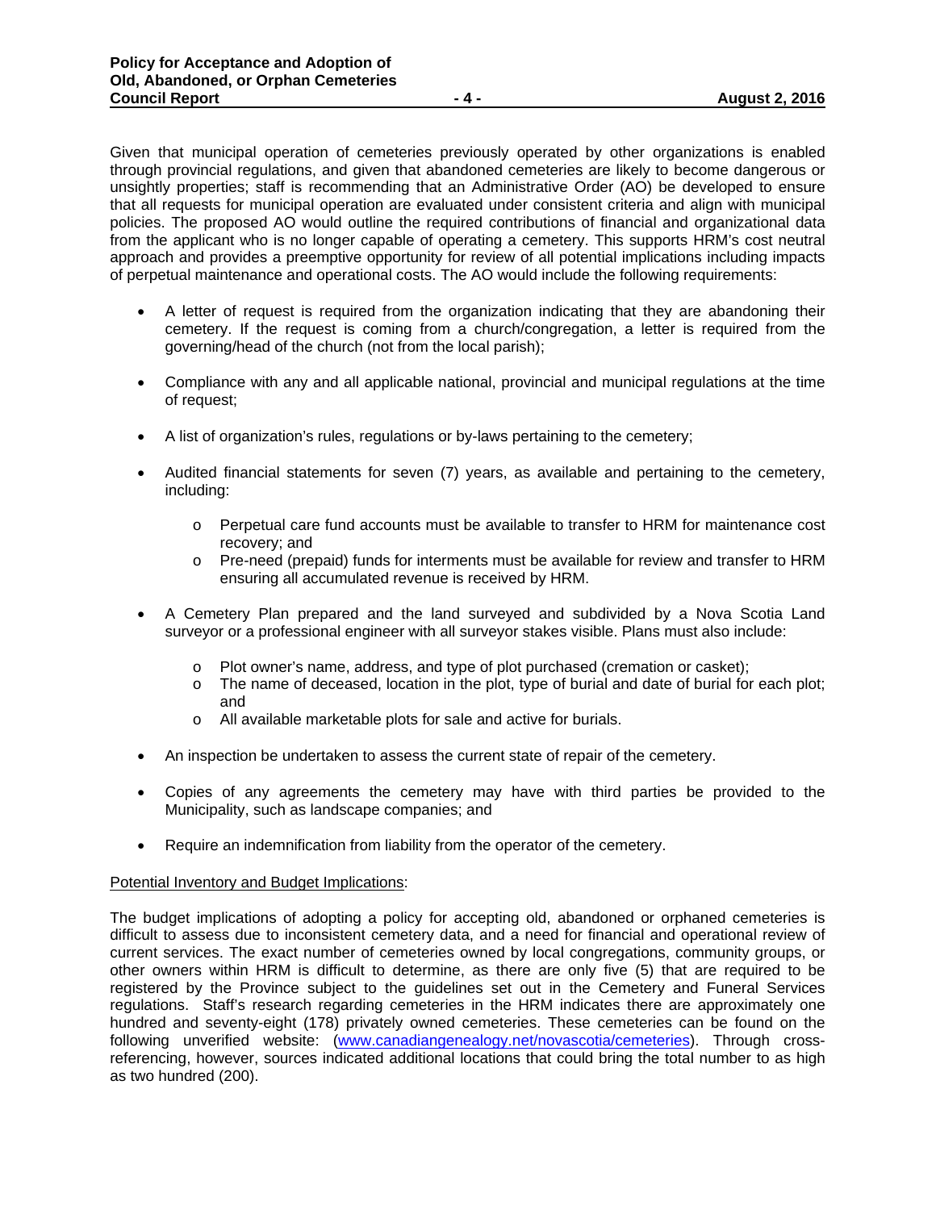Given that municipal operation of cemeteries previously operated by other organizations is enabled through provincial regulations, and given that abandoned cemeteries are likely to become dangerous or unsightly properties; staff is recommending that an Administrative Order (AO) be developed to ensure that all requests for municipal operation are evaluated under consistent criteria and align with municipal policies. The proposed AO would outline the required contributions of financial and organizational data from the applicant who is no longer capable of operating a cemetery. This supports HRM's cost neutral approach and provides a preemptive opportunity for review of all potential implications including impacts of perpetual maintenance and operational costs. The AO would include the following requirements:

- A letter of request is required from the organization indicating that they are abandoning their cemetery. If the request is coming from a church/congregation, a letter is required from the governing/head of the church (not from the local parish);
- Compliance with any and all applicable national, provincial and municipal regulations at the time of request;
- A list of organization's rules, regulations or by-laws pertaining to the cemetery;
- Audited financial statements for seven (7) years, as available and pertaining to the cemetery, including:
    - Perpetual care fund accounts must be available to transfer to HRM for maintenance cost recovery; and
    - Pre-need (prepaid) funds for interments must be available for review and transfer to HRM ensuring all accumulated revenue is received by HRM.
- A Cemetery Plan prepared and the land surveyed and subdivided by a Nova Scotia Land surveyor or a professional engineer with all surveyor stakes visible. Plans must also include:
    - Plot owner's name, address, and type of plot purchased (cremation or casket);
    - The name of deceased, location in the plot, type of burial and date of burial for each plot; and
    - All available marketable plots for sale and active for burials.
- An inspection be undertaken to assess the current state of repair of the cemetery.
- Copies of any agreements the cemetery may have with third parties be provided to the Municipality, such as landscape companies; and
- Require an indemnification from liability from the operator of the cemetery.

Potential Inventory and Budget Implications:

The budget implications of adopting a policy for accepting old, abandoned or orphaned cemeteries is difficult to assess due to inconsistent cemetery data, and a need for financial and operational review of current services. The exact number of cemeteries owned by local congregations, community groups, or other owners within HRM is difficult to determine, as there are only five (5) that are required to be registered by the Province subject to the guidelines set out in the Cemetery and Funeral Services regulations. Staff's research regarding cemeteries in the HRM indicates there are approximately one hundred and seventy-eight (178) privately owned cemeteries. These cemeteries can be found on the following unverified website: ([www.canadiangenealogy.net/novascotia/cemeteries](www.canadiangenealogy.net/novascotia/cemeteries)). Through cross-referencing, however, sources indicated additional locations that could bring the total number to as high as two hundred (200).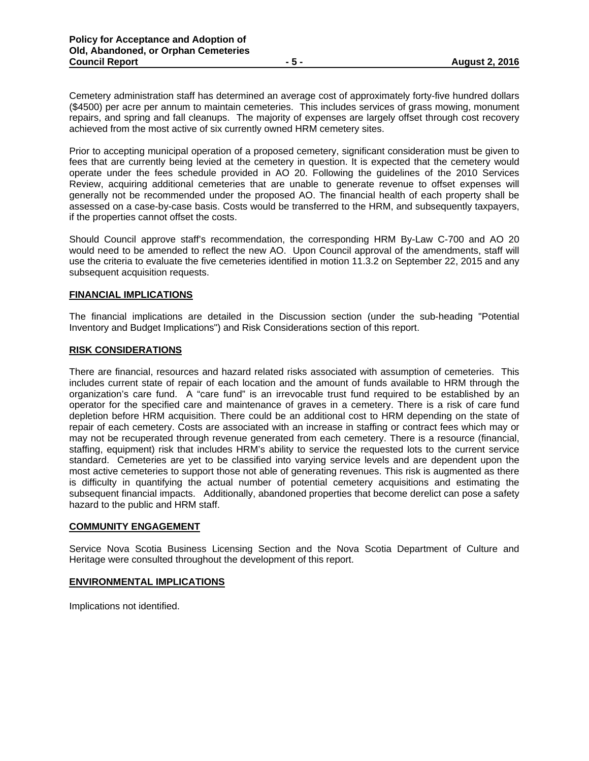Cemetery administration staff has determined an average cost of approximately forty-five hundred dollars ($4500) per acre per annum to maintain cemeteries. This includes services of grass mowing, monument repairs, and spring and fall cleanups. The majority of expenses are largely offset through cost recovery achieved from the most active of six currently owned HRM cemetery sites.

Prior to accepting municipal operation of a proposed cemetery, significant consideration must be given to fees that are currently being levied at the cemetery in question. It is expected that the cemetery would operate under the fees schedule provided in AO 20. Following the guidelines of the 2010 Services Review, acquiring additional cemeteries that are unable to generate revenue to offset expenses will generally not be recommended under the proposed AO. The financial health of each property shall be assessed on a case-by-case basis. Costs would be transferred to the HRM, and subsequently taxpayers, if the properties cannot offset the costs.

Should Council approve staff's recommendation, the corresponding HRM By-Law C-700 and AO 20 would need to be amended to reflect the new AO. Upon Council approval of the amendments, staff will use the criteria to evaluate the five cemeteries identified in motion 11.3.2 on September 22, 2015 and any subsequent acquisition requests.

## FINANCIAL IMPLICATIONS

The financial implications are detailed in the Discussion section (under the sub-heading "Potential Inventory and Budget Implications") and Risk Considerations section of this report.

## RISK CONSIDERATIONS

There are financial, resources and hazard related risks associated with assumption of cemeteries. This includes current state of repair of each location and the amount of funds available to HRM through the organization's care fund. A "care fund" is an irrevocable trust fund required to be established by an operator for the specified care and maintenance of graves in a cemetery. There is a risk of care fund depletion before HRM acquisition. There could be an additional cost to HRM depending on the state of repair of each cemetery. Costs are associated with an increase in staffing or contract fees which may or may not be recuperated through revenue generated from each cemetery. There is a resource (financial, staffing, equipment) risk that includes HRM's ability to service the requested lots to the current service standard. Cemeteries are yet to be classified into varying service levels and are dependent upon the most active cemeteries to support those not able of generating revenues. This risk is augmented as there is difficulty in quantifying the actual number of potential cemetery acquisitions and estimating the subsequent financial impacts. Additionally, abandoned properties that become derelict can pose a safety hazard to the public and HRM staff.

## COMMUNITY ENGAGEMENT

Service Nova Scotia Business Licensing Section and the Nova Scotia Department of Culture and Heritage were consulted throughout the development of this report.

## ENVIRONMENTAL IMPLICATIONS

Implications not identified.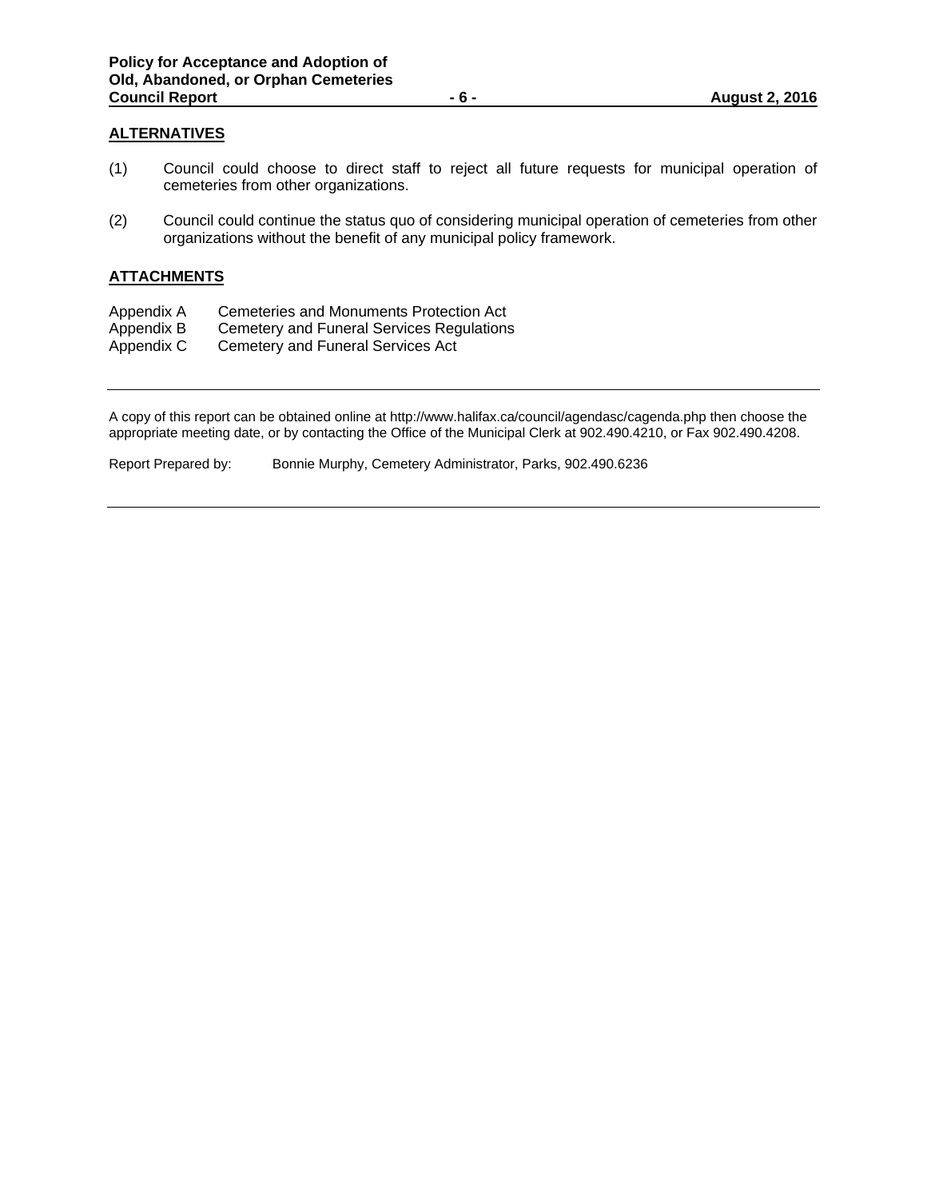## ALTERNATIVES

(1) Council could choose to direct staff to reject all future requests for municipal operation of cemeteries from other organizations.

(2) Council could continue the status quo of considering municipal operation of cemeteries from other organizations without the benefit of any municipal policy framework.

## ATTACHMENTS

Appendix A Cemeteries and Monuments Protection Act
Appendix B Cemetery and Funeral Services Regulations
Appendix C Cemetery and Funeral Services Act

---

A copy of this report can be obtained online at http://www.halifax.ca/council/agendasc/cagenda.php then choose the appropriate meeting date, or by contacting the Office of the Municipal Clerk at 902.490.4210, or Fax 902.490.4208.

Report Prepared by: Bonnie Murphy, Cemetery Administrator, Parks, 902.490.6236

---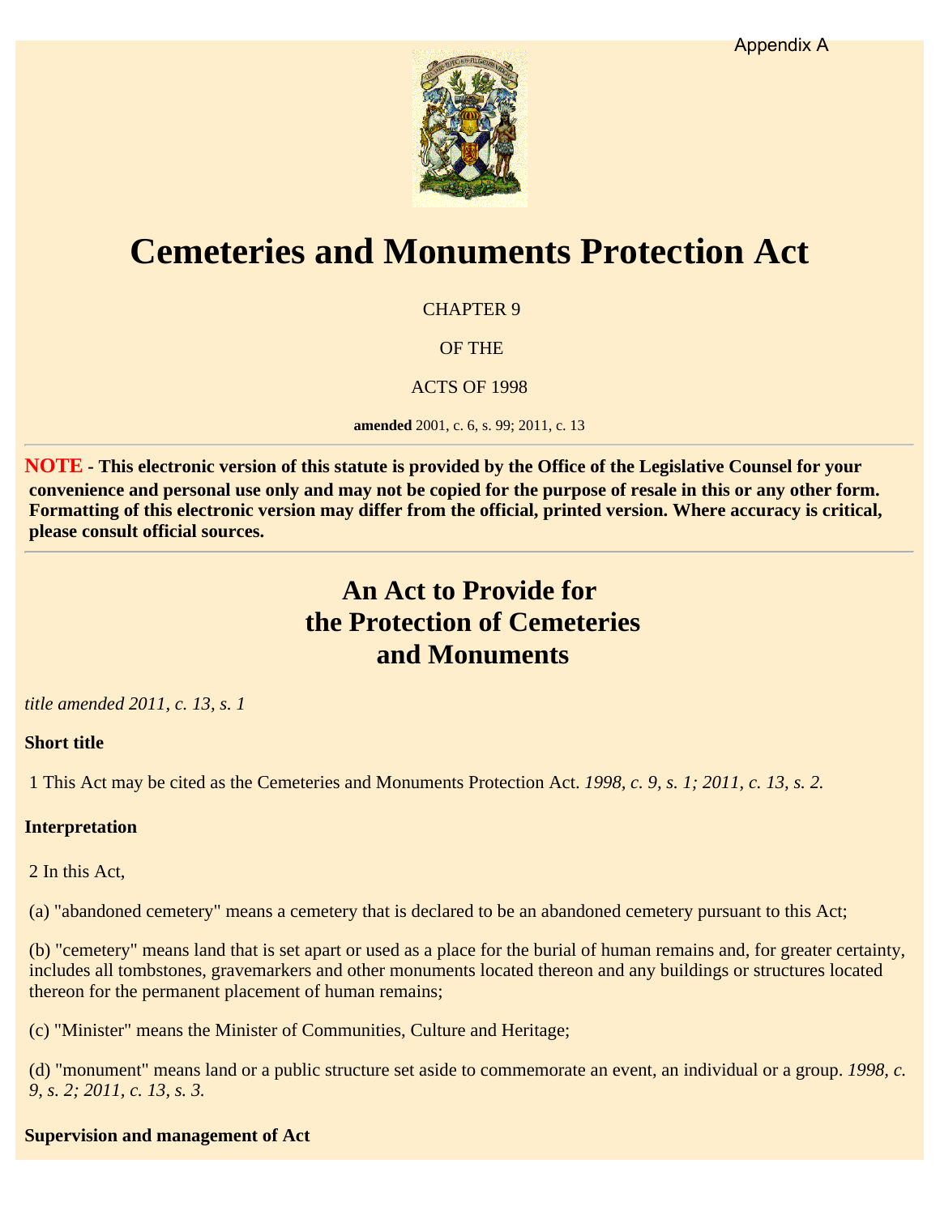Appendix A

# Cemeteries and Monuments Protection Act

CHAPTER 9

OF THE

ACTS OF 1998

**amended** 2001, c. 6, s. 99; 2011, c. 13

---

**NOTE - This electronic version of this statute is provided by the Office of the Legislative Counsel for your convenience and personal use only and may not be copied for the purpose of resale in this or any other form. Formatting of this electronic version may differ from the official, printed version. Where accuracy is critical, please consult official sources.**

---

## An Act to Provide for the Protection of Cemeteries and Monuments

*title amended 2011, c. 13, s. 1*

**Short title**

1 This Act may be cited as the Cemeteries and Monuments Protection Act. *1998, c. 9, s. 1; 2011, c. 13, s. 2.*

**Interpretation**

2 In this Act,

(a) "abandoned cemetery" means a cemetery that is declared to be an abandoned cemetery pursuant to this Act;

(b) "cemetery" means land that is set apart or used as a place for the burial of human remains and, for greater certainty, includes all tombstones, gravemarkers and other monuments located thereon and any buildings or structures located thereon for the permanent placement of human remains;

(c) "Minister" means the Minister of Communities, Culture and Heritage;

(d) "monument" means land or a public structure set aside to commemorate an event, an individual or a group. *1998, c. 9, s. 2; 2011, c. 13, s. 3.*

**Supervision and management of Act**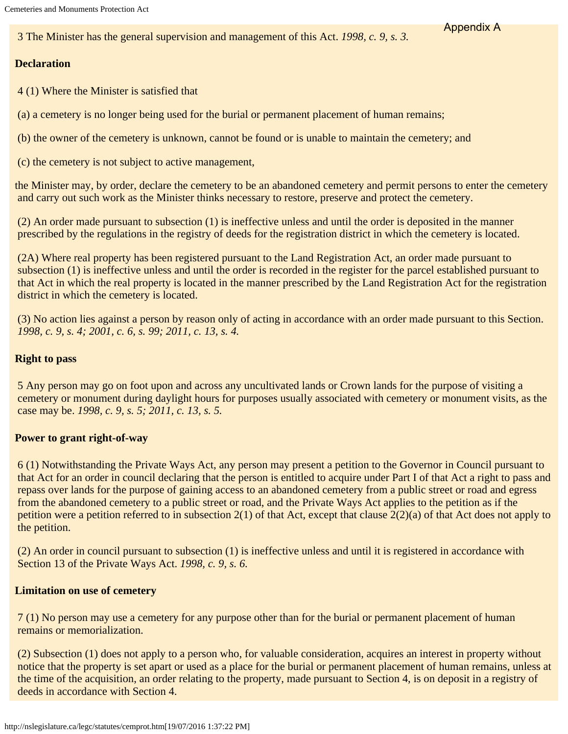Appendix A

3 The Minister has the general supervision and management of this Act. *1998, c. 9, s. 3.*

**Declaration**

4 (1) Where the Minister is satisfied that

(a) a cemetery is no longer being used for the burial or permanent placement of human remains;

(b) the owner of the cemetery is unknown, cannot be found or is unable to maintain the cemetery; and

(c) the cemetery is not subject to active management,

the Minister may, by order, declare the cemetery to be an abandoned cemetery and permit persons to enter the cemetery and carry out such work as the Minister thinks necessary to restore, preserve and protect the cemetery.

(2) An order made pursuant to subsection (1) is ineffective unless and until the order is deposited in the manner prescribed by the regulations in the registry of deeds for the registration district in which the cemetery is located.

(2A) Where real property has been registered pursuant to the Land Registration Act, an order made pursuant to subsection (1) is ineffective unless and until the order is recorded in the register for the parcel established pursuant to that Act in which the real property is located in the manner prescribed by the Land Registration Act for the registration district in which the cemetery is located.

(3) No action lies against a person by reason only of acting in accordance with an order made pursuant to this Section. *1998, c. 9, s. 4; 2001, c. 6, s. 99; 2011, c. 13, s. 4.*

**Right to pass**

5 Any person may go on foot upon and across any uncultivated lands or Crown lands for the purpose of visiting a cemetery or monument during daylight hours for purposes usually associated with cemetery or monument visits, as the case may be. *1998, c. 9, s. 5; 2011, c. 13, s. 5.*

**Power to grant right-of-way**

6 (1) Notwithstanding the Private Ways Act, any person may present a petition to the Governor in Council pursuant to that Act for an order in council declaring that the person is entitled to acquire under Part I of that Act a right to pass and repass over lands for the purpose of gaining access to an abandoned cemetery from a public street or road and egress from the abandoned cemetery to a public street or road, and the Private Ways Act applies to the petition as if the petition were a petition referred to in subsection 2(1) of that Act, except that clause 2(2)(a) of that Act does not apply to the petition.

(2) An order in council pursuant to subsection (1) is ineffective unless and until it is registered in accordance with Section 13 of the Private Ways Act. *1998, c. 9, s. 6.*

**Limitation on use of cemetery**

7 (1) No person may use a cemetery for any purpose other than for the burial or permanent placement of human remains or memorialization.

(2) Subsection (1) does not apply to a person who, for valuable consideration, acquires an interest in property without notice that the property is set apart or used as a place for the burial or permanent placement of human remains, unless at the time of the acquisition, an order relating to the property, made pursuant to Section 4, is on deposit in a registry of deeds in accordance with Section 4.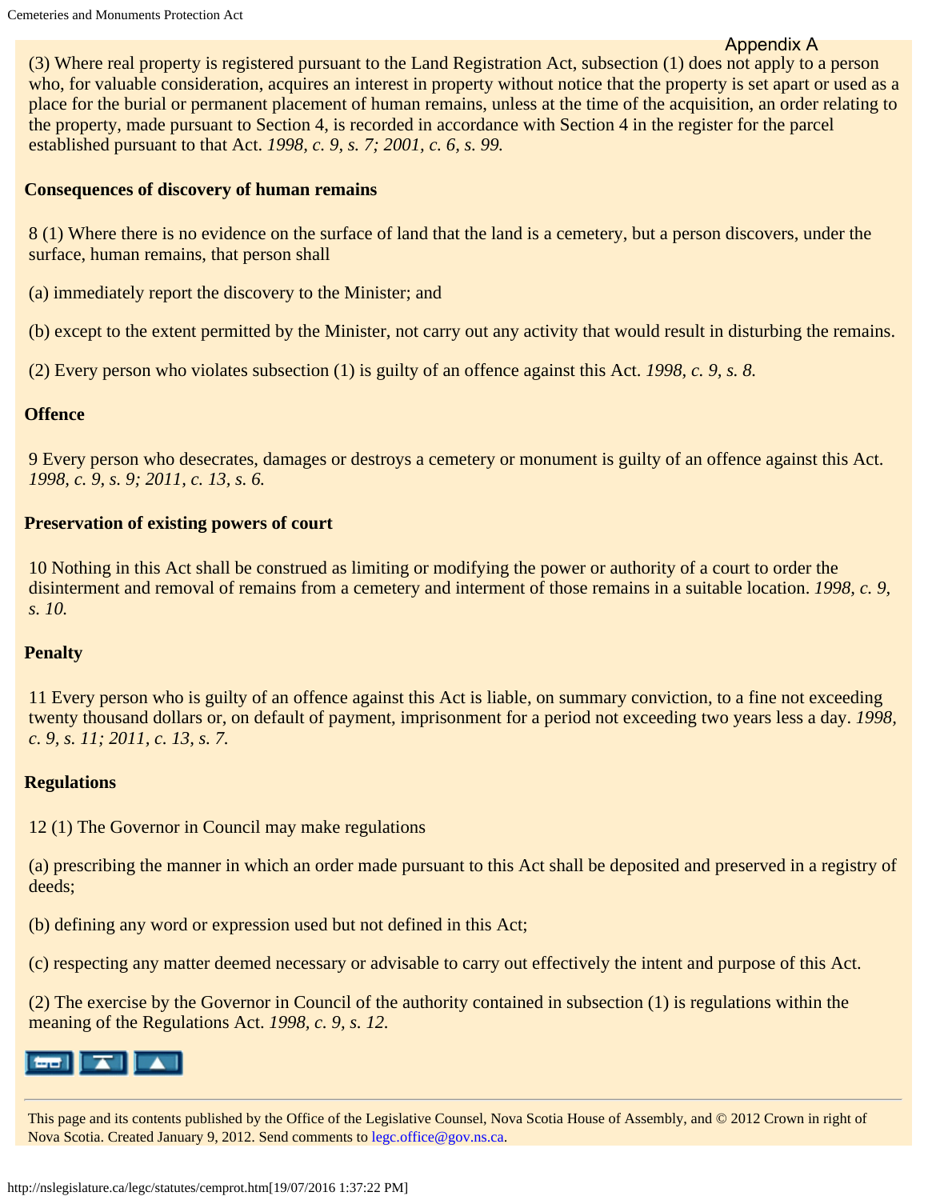Appendix A

(3) Where real property is registered pursuant to the Land Registration Act, subsection (1) does not apply to a person who, for valuable consideration, acquires an interest in property without notice that the property is set apart or used as a place for the burial or permanent placement of human remains, unless at the time of the acquisition, an order relating to the property, made pursuant to Section 4, is recorded in accordance with Section 4 in the register for the parcel established pursuant to that Act. *1998, c. 9, s. 7; 2001, c. 6, s. 99.*

**Consequences of discovery of human remains**

8 (1) Where there is no evidence on the surface of land that the land is a cemetery, but a person discovers, under the surface, human remains, that person shall

(a) immediately report the discovery to the Minister; and

(b) except to the extent permitted by the Minister, not carry out any activity that would result in disturbing the remains.

(2) Every person who violates subsection (1) is guilty of an offence against this Act. *1998, c. 9, s. 8.*

**Offence**

9 Every person who desecrates, damages or destroys a cemetery or monument is guilty of an offence against this Act. *1998, c. 9, s. 9; 2011, c. 13, s. 6.*

**Preservation of existing powers of court**

10 Nothing in this Act shall be construed as limiting or modifying the power or authority of a court to order the disinterment and removal of remains from a cemetery and interment of those remains in a suitable location. *1998, c. 9, s. 10.*

**Penalty**

11 Every person who is guilty of an offence against this Act is liable, on summary conviction, to a fine not exceeding twenty thousand dollars or, on default of payment, imprisonment for a period not exceeding two years less a day. *1998, c. 9, s. 11; 2011, c. 13, s. 7.*

**Regulations**

12 (1) The Governor in Council may make regulations

(a) prescribing the manner in which an order made pursuant to this Act shall be deposited and preserved in a registry of deeds;

(b) defining any word or expression used but not defined in this Act;

(c) respecting any matter deemed necessary or advisable to carry out effectively the intent and purpose of this Act.

(2) The exercise by the Governor in Council of the authority contained in subsection (1) is regulations within the meaning of the Regulations Act. *1998, c. 9, s. 12.*

---

This page and its contents published by the Office of the Legislative Counsel, Nova Scotia House of Assembly, and © 2012 Crown in right of Nova Scotia. Created January 9, 2012. Send comments to legc.office@gov.ns.ca.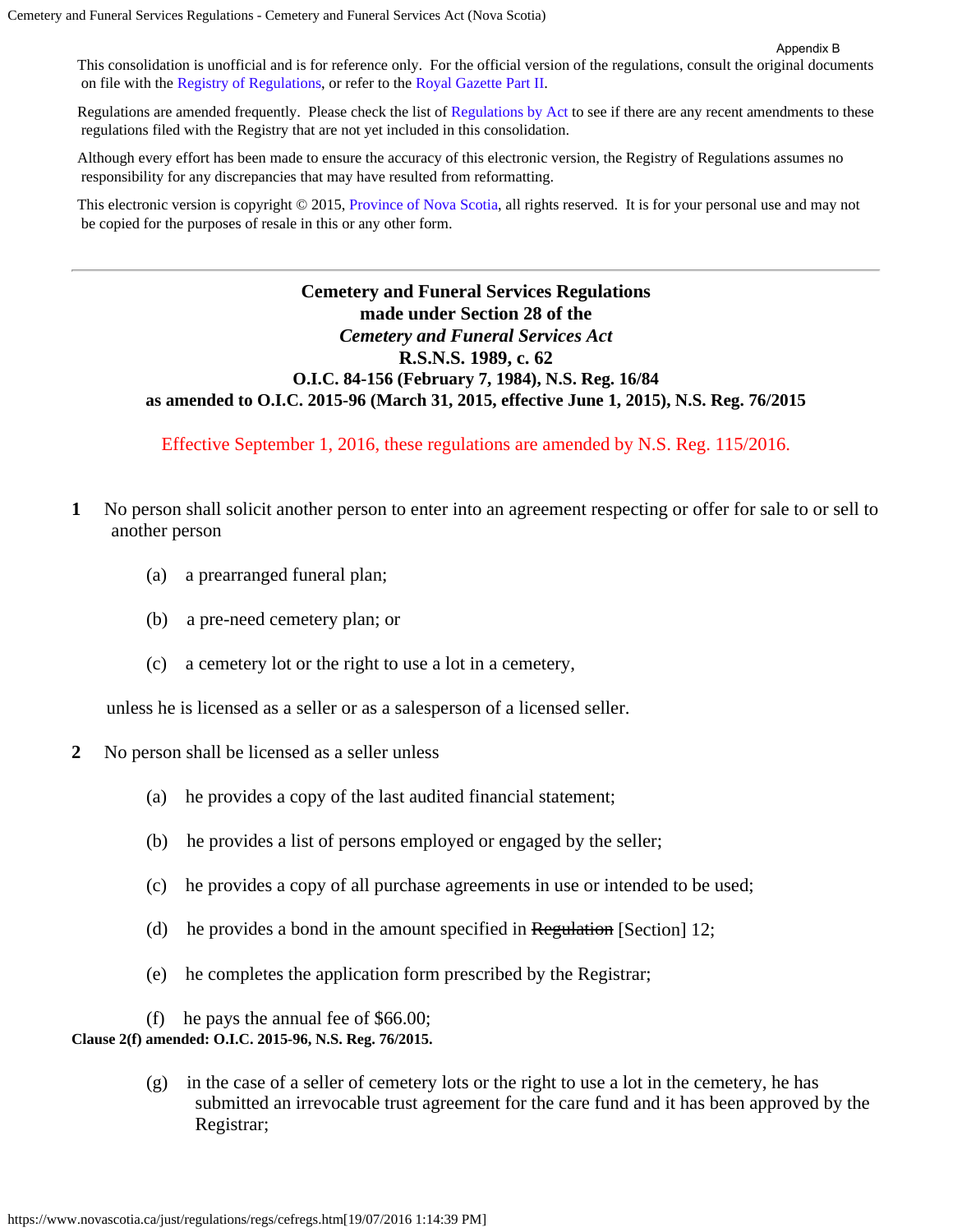Appendix B

This consolidation is unofficial and is for reference only. For the official version of the regulations, consult the original documents on file with the Registry of Regulations, or refer to the Royal Gazette Part II.

Regulations are amended frequently. Please check the list of Regulations by Act to see if there are any recent amendments to these regulations filed with the Registry that are not yet included in this consolidation.

Although every effort has been made to ensure the accuracy of this electronic version, the Registry of Regulations assumes no responsibility for any discrepancies that may have resulted from reformatting.

This electronic version is copyright © 2015, Province of Nova Scotia, all rights reserved. It is for your personal use and may not be copied for the purposes of resale in this or any other form.

---

**Cemetery and Funeral Services Regulations**
**made under Section 28 of the**
***Cemetery and Funeral Services Act***
**R.S.N.S. 1989, c. 62**
**O.I.C. 84-156 (February 7, 1984), N.S. Reg. 16/84**
**as amended to O.I.C. 2015-96 (March 31, 2015, effective June 1, 2015), N.S. Reg. 76/2015**

Effective September 1, 2016, these regulations are amended by N.S. Reg. 115/2016.

**1** No person shall solicit another person to enter into an agreement respecting or offer for sale to or sell to another person

(a) a prearranged funeral plan;

(b) a pre-need cemetery plan; or

(c) a cemetery lot or the right to use a lot in a cemetery,

unless he is licensed as a seller or as a salesperson of a licensed seller.

**2** No person shall be licensed as a seller unless

(a) he provides a copy of the last audited financial statement;

(b) he provides a list of persons employed or engaged by the seller;

(c) he provides a copy of all purchase agreements in use or intended to be used;

(d) he provides a bond in the amount specified in ~~Regulation~~ [Section] 12;

(e) he completes the application form prescribed by the Registrar;

(f) he pays the annual fee of $66.00;

**Clause 2(f) amended: O.I.C. 2015-96, N.S. Reg. 76/2015.**

(g) in the case of a seller of cemetery lots or the right to use a lot in the cemetery, he has submitted an irrevocable trust agreement for the care fund and it has been approved by the Registrar;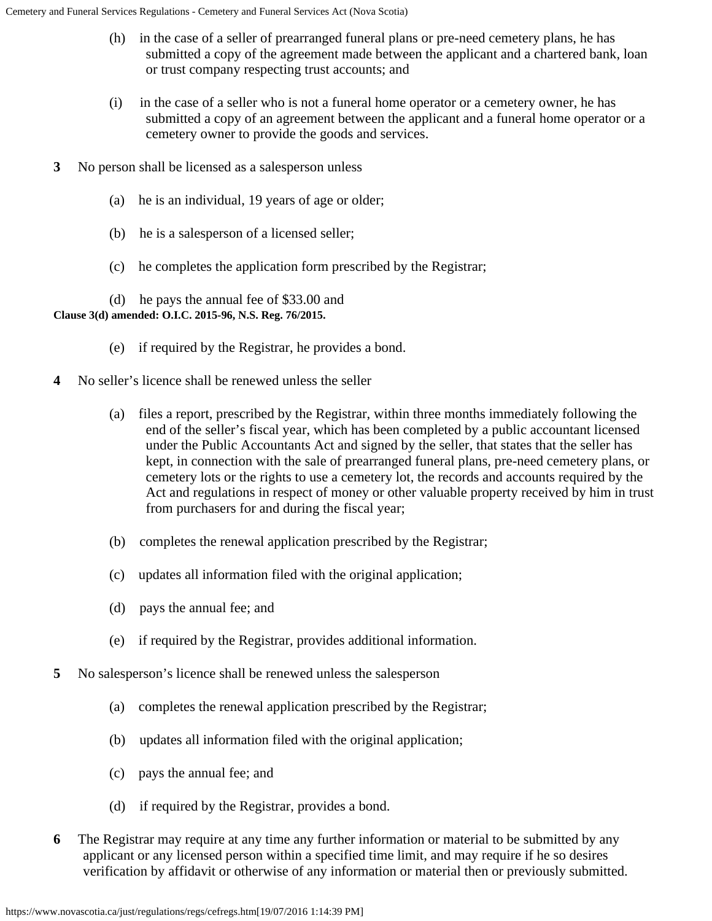(h) in the case of a seller of prearranged funeral plans or pre-need cemetery plans, he has submitted a copy of the agreement made between the applicant and a chartered bank, loan or trust company respecting trust accounts; and

(i) in the case of a seller who is not a funeral home operator or a cemetery owner, he has submitted a copy of an agreement between the applicant and a funeral home operator or a cemetery owner to provide the goods and services.

**3** No person shall be licensed as a salesperson unless

(a) he is an individual, 19 years of age or older;

(b) he is a salesperson of a licensed seller;

(c) he completes the application form prescribed by the Registrar;

(d) he pays the annual fee of $33.00 and

**Clause 3(d) amended: O.I.C. 2015-96, N.S. Reg. 76/2015.**

(e) if required by the Registrar, he provides a bond.

**4** No seller's licence shall be renewed unless the seller

(a) files a report, prescribed by the Registrar, within three months immediately following the end of the seller's fiscal year, which has been completed by a public accountant licensed under the Public Accountants Act and signed by the seller, that states that the seller has kept, in connection with the sale of prearranged funeral plans, pre-need cemetery plans, or cemetery lots or the rights to use a cemetery lot, the records and accounts required by the Act and regulations in respect of money or other valuable property received by him in trust from purchasers for and during the fiscal year;

(b) completes the renewal application prescribed by the Registrar;

(c) updates all information filed with the original application;

(d) pays the annual fee; and

(e) if required by the Registrar, provides additional information.

**5** No salesperson's licence shall be renewed unless the salesperson

(a) completes the renewal application prescribed by the Registrar;

(b) updates all information filed with the original application;

(c) pays the annual fee; and

(d) if required by the Registrar, provides a bond.

**6** The Registrar may require at any time any further information or material to be submitted by any applicant or any licensed person within a specified time limit, and may require if he so desires verification by affidavit or otherwise of any information or material then or previously submitted.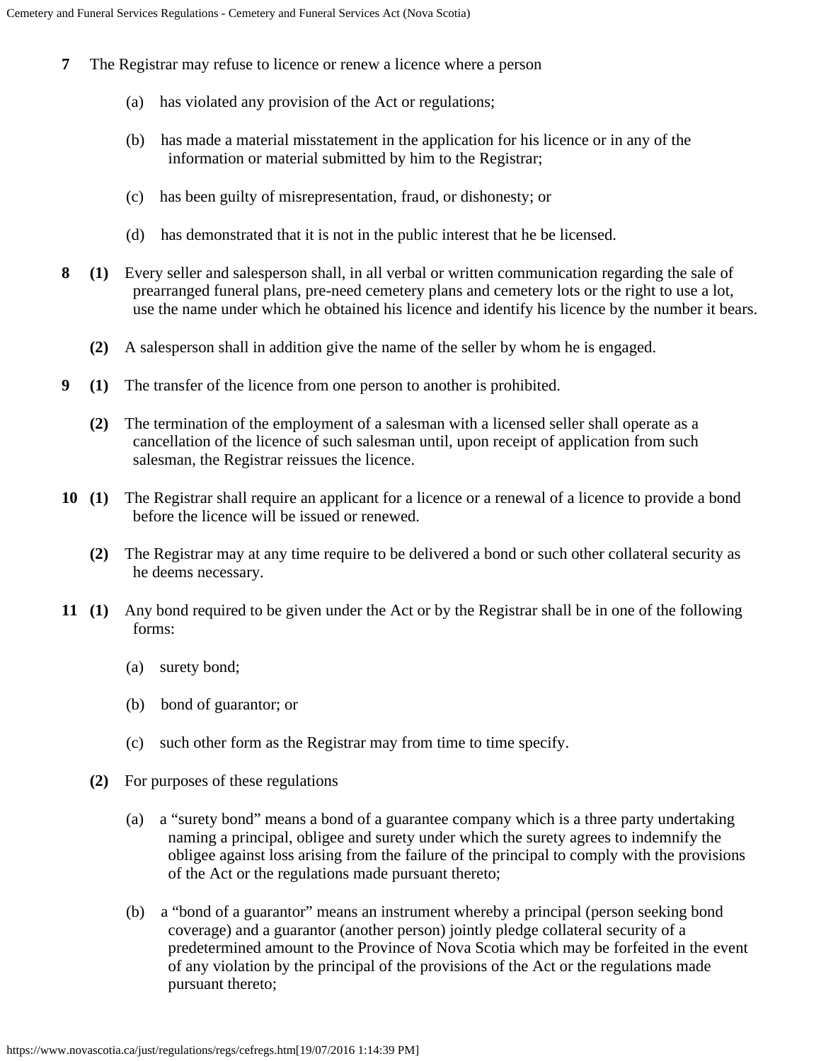**7** The Registrar may refuse to licence or renew a licence where a person

(a) has violated any provision of the Act or regulations;

(b) has made a material misstatement in the application for his licence or in any of the information or material submitted by him to the Registrar;

(c) has been guilty of misrepresentation, fraud, or dishonesty; or

(d) has demonstrated that it is not in the public interest that he be licensed.

**8** **(1)** Every seller and salesperson shall, in all verbal or written communication regarding the sale of prearranged funeral plans, pre-need cemetery plans and cemetery lots or the right to use a lot, use the name under which he obtained his licence and identify his licence by the number it bears.

**(2)** A salesperson shall in addition give the name of the seller by whom he is engaged.

**9** **(1)** The transfer of the licence from one person to another is prohibited.

**(2)** The termination of the employment of a salesman with a licensed seller shall operate as a cancellation of the licence of such salesman until, upon receipt of application from such salesman, the Registrar reissues the licence.

**10** **(1)** The Registrar shall require an applicant for a licence or a renewal of a licence to provide a bond before the licence will be issued or renewed.

**(2)** The Registrar may at any time require to be delivered a bond or such other collateral security as he deems necessary.

**11** **(1)** Any bond required to be given under the Act or by the Registrar shall be in one of the following forms:

(a) surety bond;

(b) bond of guarantor; or

(c) such other form as the Registrar may from time to time specify.

**(2)** For purposes of these regulations

(a) a “surety bond” means a bond of a guarantee company which is a three party undertaking naming a principal, obligee and surety under which the surety agrees to indemnify the obligee against loss arising from the failure of the principal to comply with the provisions of the Act or the regulations made pursuant thereto;

(b) a “bond of a guarantor” means an instrument whereby a principal (person seeking bond coverage) and a guarantor (another person) jointly pledge collateral security of a predetermined amount to the Province of Nova Scotia which may be forfeited in the event of any violation by the principal of the provisions of the Act or the regulations made pursuant thereto;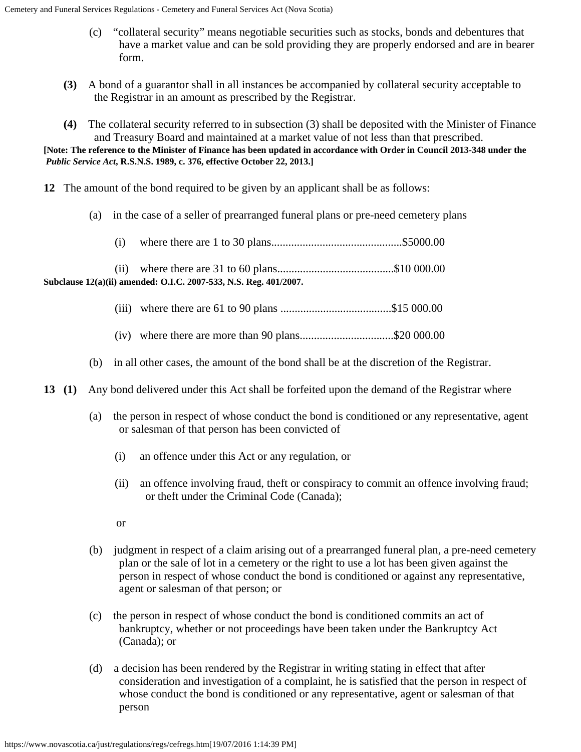(c) "collateral security" means negotiable securities such as stocks, bonds and debentures that have a market value and can be sold providing they are properly endorsed and are in bearer form.

**(3)** A bond of a guarantor shall in all instances be accompanied by collateral security acceptable to the Registrar in an amount as prescribed by the Registrar.

**(4)** The collateral security referred to in subsection (3) shall be deposited with the Minister of Finance and Treasury Board and maintained at a market value of not less than that prescribed.

**[Note: The reference to the Minister of Finance has been updated in accordance with Order in Council 2013-348 under the *Public Service Act*, R.S.N.S. 1989, c. 376, effective October 22, 2013.]**

**12** The amount of the bond required to be given by an applicant shall be as follows:

(a) in the case of a seller of prearranged funeral plans or pre-need cemetery plans

(i) where there are 1 to 30 plans.............................................$5000.00

(ii) where there are 31 to 60 plans.........................................$10 000.00

**Subclause 12(a)(ii) amended: O.I.C. 2007-533, N.S. Reg. 401/2007.**

(iii) where there are 61 to 90 plans .......................................$15 000.00

(iv) where there are more than 90 plans.................................$20 000.00

(b) in all other cases, the amount of the bond shall be at the discretion of the Registrar.

**13 (1)** Any bond delivered under this Act shall be forfeited upon the demand of the Registrar where

(a) the person in respect of whose conduct the bond is conditioned or any representative, agent or salesman of that person has been convicted of

(i) an offence under this Act or any regulation, or

(ii) an offence involving fraud, theft or conspiracy to commit an offence involving fraud; or theft under the Criminal Code (Canada);

or

(b) judgment in respect of a claim arising out of a prearranged funeral plan, a pre-need cemetery plan or the sale of lot in a cemetery or the right to use a lot has been given against the person in respect of whose conduct the bond is conditioned or against any representative, agent or salesman of that person; or

(c) the person in respect of whose conduct the bond is conditioned commits an act of bankruptcy, whether or not proceedings have been taken under the Bankruptcy Act (Canada); or

(d) a decision has been rendered by the Registrar in writing stating in effect that after consideration and investigation of a complaint, he is satisfied that the person in respect of whose conduct the bond is conditioned or any representative, agent or salesman of that person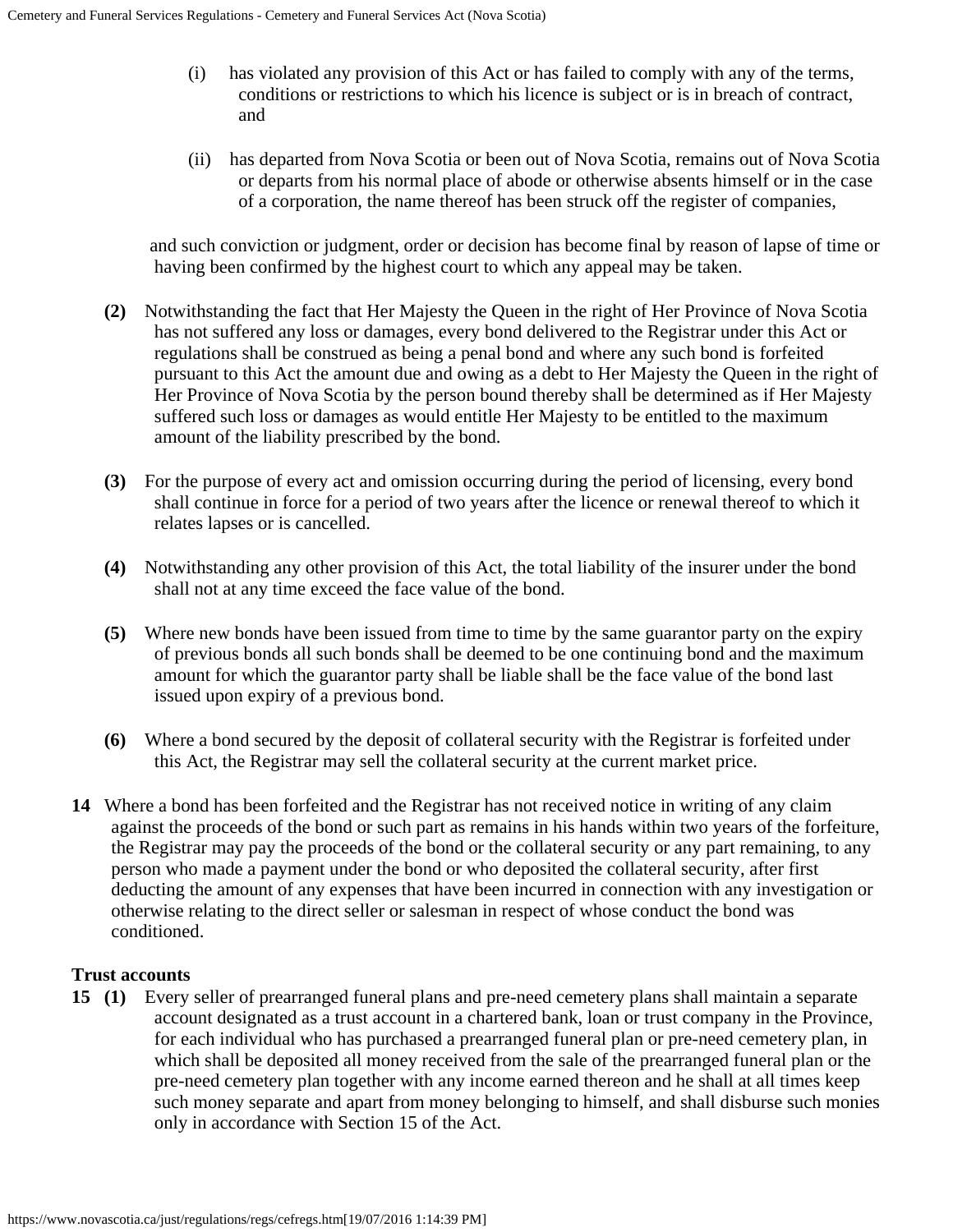(i) has violated any provision of this Act or has failed to comply with any of the terms, conditions or restrictions to which his licence is subject or is in breach of contract, and

(ii) has departed from Nova Scotia or been out of Nova Scotia, remains out of Nova Scotia or departs from his normal place of abode or otherwise absents himself or in the case of a corporation, the name thereof has been struck off the register of companies,

and such conviction or judgment, order or decision has become final by reason of lapse of time or having been confirmed by the highest court to which any appeal may be taken.

**(2)** Notwithstanding the fact that Her Majesty the Queen in the right of Her Province of Nova Scotia has not suffered any loss or damages, every bond delivered to the Registrar under this Act or regulations shall be construed as being a penal bond and where any such bond is forfeited pursuant to this Act the amount due and owing as a debt to Her Majesty the Queen in the right of Her Province of Nova Scotia by the person bound thereby shall be determined as if Her Majesty suffered such loss or damages as would entitle Her Majesty to be entitled to the maximum amount of the liability prescribed by the bond.

**(3)** For the purpose of every act and omission occurring during the period of licensing, every bond shall continue in force for a period of two years after the licence or renewal thereof to which it relates lapses or is cancelled.

**(4)** Notwithstanding any other provision of this Act, the total liability of the insurer under the bond shall not at any time exceed the face value of the bond.

**(5)** Where new bonds have been issued from time to time by the same guarantor party on the expiry of previous bonds all such bonds shall be deemed to be one continuing bond and the maximum amount for which the guarantor party shall be liable shall be the face value of the bond last issued upon expiry of a previous bond.

**(6)** Where a bond secured by the deposit of collateral security with the Registrar is forfeited under this Act, the Registrar may sell the collateral security at the current market price.

**14** Where a bond has been forfeited and the Registrar has not received notice in writing of any claim against the proceeds of the bond or such part as remains in his hands within two years of the forfeiture, the Registrar may pay the proceeds of the bond or the collateral security or any part remaining, to any person who made a payment under the bond or who deposited the collateral security, after first deducting the amount of any expenses that have been incurred in connection with any investigation or otherwise relating to the direct seller or salesman in respect of whose conduct the bond was conditioned.

**Trust accounts**

**15 (1)** Every seller of prearranged funeral plans and pre-need cemetery plans shall maintain a separate account designated as a trust account in a chartered bank, loan or trust company in the Province, for each individual who has purchased a prearranged funeral plan or pre-need cemetery plan, in which shall be deposited all money received from the sale of the prearranged funeral plan or the pre-need cemetery plan together with any income earned thereon and he shall at all times keep such money separate and apart from money belonging to himself, and shall disburse such monies only in accordance with Section 15 of the Act.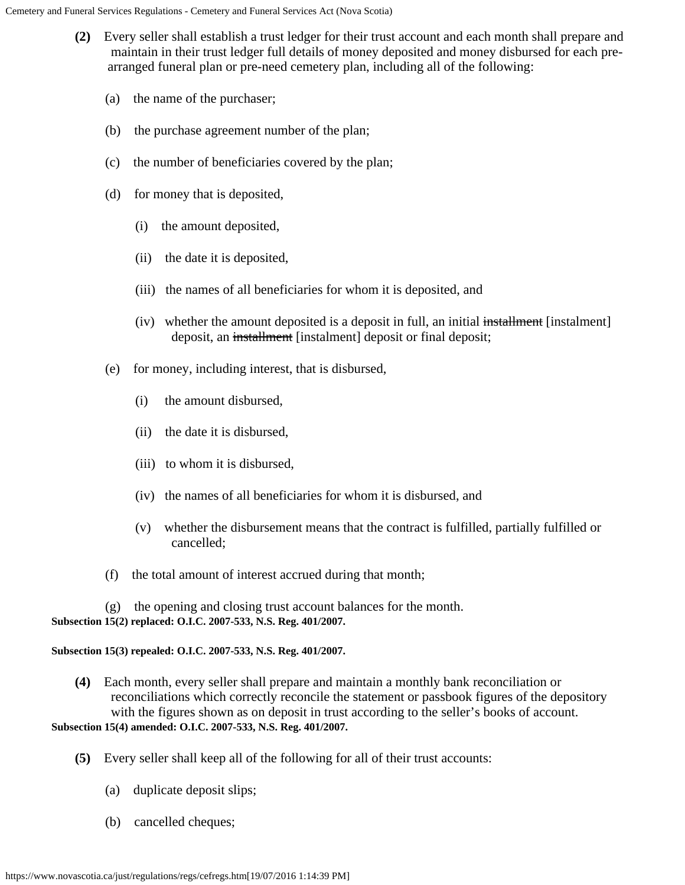**(2)** Every seller shall establish a trust ledger for their trust account and each month shall prepare and maintain in their trust ledger full details of money deposited and money disbursed for each pre-arranged funeral plan or pre-need cemetery plan, including all of the following:

(a) the name of the purchaser;

(b) the purchase agreement number of the plan;

(c) the number of beneficiaries covered by the plan;

(d) for money that is deposited,

(i) the amount deposited,

(ii) the date it is deposited,

(iii) the names of all beneficiaries for whom it is deposited, and

(iv) whether the amount deposited is a deposit in full, an initial ~~installment~~ [instalment] deposit, an ~~installment~~ [instalment] deposit or final deposit;

(e) for money, including interest, that is disbursed,

(i) the amount disbursed,

(ii) the date it is disbursed,

(iii) to whom it is disbursed,

(iv) the names of all beneficiaries for whom it is disbursed, and

(v) whether the disbursement means that the contract is fulfilled, partially fulfilled or cancelled;

(f) the total amount of interest accrued during that month;

(g) the opening and closing trust account balances for the month.

**Subsection 15(2) replaced: O.I.C. 2007-533, N.S. Reg. 401/2007.**

**Subsection 15(3) repealed: O.I.C. 2007-533, N.S. Reg. 401/2007.**

**(4)** Each month, every seller shall prepare and maintain a monthly bank reconciliation or reconciliations which correctly reconcile the statement or passbook figures of the depository with the figures shown as on deposit in trust according to the seller's books of account.

**Subsection 15(4) amended: O.I.C. 2007-533, N.S. Reg. 401/2007.**

**(5)** Every seller shall keep all of the following for all of their trust accounts:

(a) duplicate deposit slips;

(b) cancelled cheques;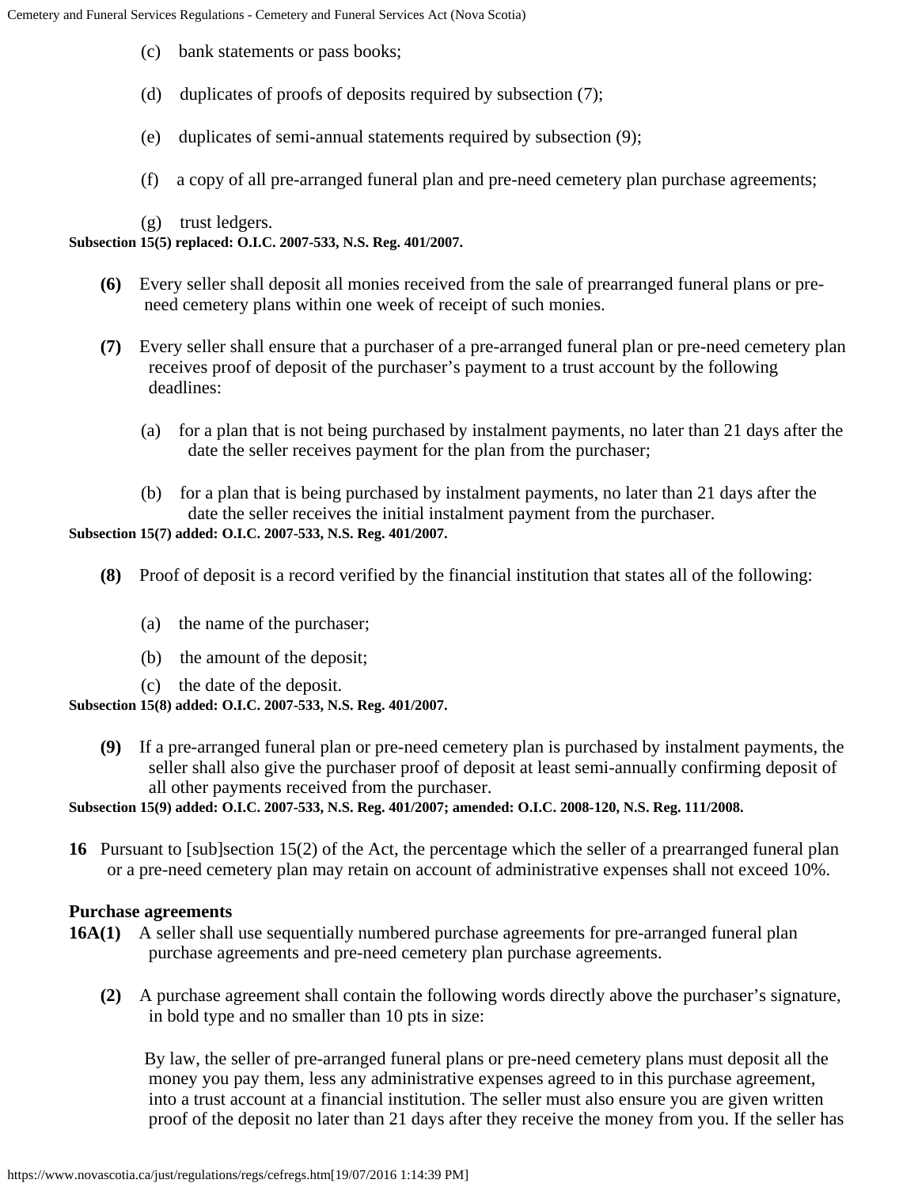(c) bank statements or pass books;

(d) duplicates of proofs of deposits required by subsection (7);

(e) duplicates of semi-annual statements required by subsection (9);

(f) a copy of all pre-arranged funeral plan and pre-need cemetery plan purchase agreements;

(g) trust ledgers.

**Subsection 15(5) replaced: O.I.C. 2007-533, N.S. Reg. 401/2007.**

**(6)** Every seller shall deposit all monies received from the sale of prearranged funeral plans or pre-need cemetery plans within one week of receipt of such monies.

**(7)** Every seller shall ensure that a purchaser of a pre-arranged funeral plan or pre-need cemetery plan receives proof of deposit of the purchaser's payment to a trust account by the following deadlines:

(a) for a plan that is not being purchased by instalment payments, no later than 21 days after the date the seller receives payment for the plan from the purchaser;

(b) for a plan that is being purchased by instalment payments, no later than 21 days after the date the seller receives the initial instalment payment from the purchaser.

**Subsection 15(7) added: O.I.C. 2007-533, N.S. Reg. 401/2007.**

**(8)** Proof of deposit is a record verified by the financial institution that states all of the following:

(a) the name of the purchaser;

(b) the amount of the deposit;

(c) the date of the deposit.

**Subsection 15(8) added: O.I.C. 2007-533, N.S. Reg. 401/2007.**

**(9)** If a pre-arranged funeral plan or pre-need cemetery plan is purchased by instalment payments, the seller shall also give the purchaser proof of deposit at least semi-annually confirming deposit of all other payments received from the purchaser.

**Subsection 15(9) added: O.I.C. 2007-533, N.S. Reg. 401/2007; amended: O.I.C. 2008-120, N.S. Reg. 111/2008.**

**16** Pursuant to [sub]section 15(2) of the Act, the percentage which the seller of a prearranged funeral plan or a pre-need cemetery plan may retain on account of administrative expenses shall not exceed 10%.

**Purchase agreements**

**16A(1)** A seller shall use sequentially numbered purchase agreements for pre-arranged funeral plan purchase agreements and pre-need cemetery plan purchase agreements.

**(2)** A purchase agreement shall contain the following words directly above the purchaser's signature, in bold type and no smaller than 10 pts in size:

By law, the seller of pre-arranged funeral plans or pre-need cemetery plans must deposit all the money you pay them, less any administrative expenses agreed to in this purchase agreement, into a trust account at a financial institution. The seller must also ensure you are given written proof of the deposit no later than 21 days after they receive the money from you. If the seller has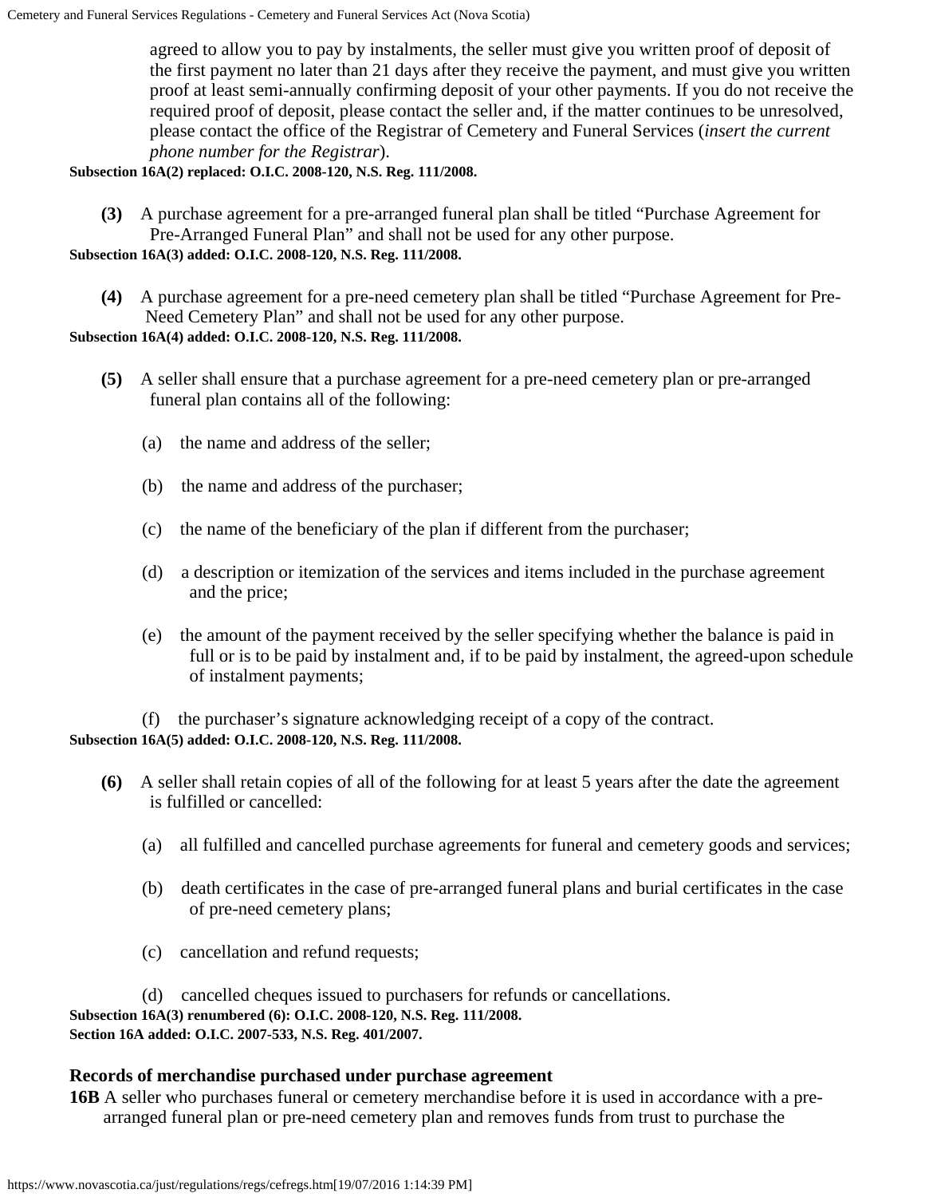agreed to allow you to pay by instalments, the seller must give you written proof of deposit of the first payment no later than 21 days after they receive the payment, and must give you written proof at least semi-annually confirming deposit of your other payments. If you do not receive the required proof of deposit, please contact the seller and, if the matter continues to be unresolved, please contact the office of the Registrar of Cemetery and Funeral Services (*insert the current phone number for the Registrar*).

**Subsection 16A(2) replaced: O.I.C. 2008-120, N.S. Reg. 111/2008.**

**(3)** A purchase agreement for a pre-arranged funeral plan shall be titled "Purchase Agreement for Pre-Arranged Funeral Plan" and shall not be used for any other purpose.

**Subsection 16A(3) added: O.I.C. 2008-120, N.S. Reg. 111/2008.**

**(4)** A purchase agreement for a pre-need cemetery plan shall be titled "Purchase Agreement for Pre-Need Cemetery Plan" and shall not be used for any other purpose.

**Subsection 16A(4) added: O.I.C. 2008-120, N.S. Reg. 111/2008.**

**(5)** A seller shall ensure that a purchase agreement for a pre-need cemetery plan or pre-arranged funeral plan contains all of the following:

(a) the name and address of the seller;

(b) the name and address of the purchaser;

(c) the name of the beneficiary of the plan if different from the purchaser;

(d) a description or itemization of the services and items included in the purchase agreement and the price;

(e) the amount of the payment received by the seller specifying whether the balance is paid in full or is to be paid by instalment and, if to be paid by instalment, the agreed-upon schedule of instalment payments;

(f) the purchaser's signature acknowledging receipt of a copy of the contract.

**Subsection 16A(5) added: O.I.C. 2008-120, N.S. Reg. 111/2008.**

**(6)** A seller shall retain copies of all of the following for at least 5 years after the date the agreement is fulfilled or cancelled:

(a) all fulfilled and cancelled purchase agreements for funeral and cemetery goods and services;

(b) death certificates in the case of pre-arranged funeral plans and burial certificates in the case of pre-need cemetery plans;

(c) cancellation and refund requests;

(d) cancelled cheques issued to purchasers for refunds or cancellations.

**Subsection 16A(3) renumbered (6): O.I.C. 2008-120, N.S. Reg. 111/2008.**
**Section 16A added: O.I.C. 2007-533, N.S. Reg. 401/2007.**

### Records of merchandise purchased under purchase agreement

**16B** A seller who purchases funeral or cemetery merchandise before it is used in accordance with a pre-arranged funeral plan or pre-need cemetery plan and removes funds from trust to purchase the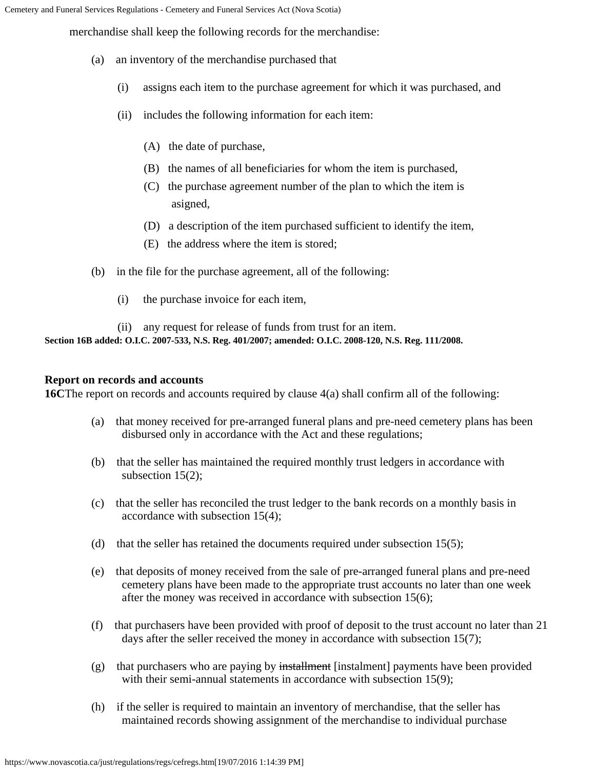merchandise shall keep the following records for the merchandise:

(a) an inventory of the merchandise purchased that

(i) assigns each item to the purchase agreement for which it was purchased, and

(ii) includes the following information for each item:

(A) the date of purchase,

(B) the names of all beneficiaries for whom the item is purchased,

(C) the purchase agreement number of the plan to which the item is asigned,

(D) a description of the item purchased sufficient to identify the item,

(E) the address where the item is stored;

(b) in the file for the purchase agreement, all of the following:

(i) the purchase invoice for each item,

(ii) any request for release of funds from trust for an item.

**Section 16B added: O.I.C. 2007-533, N.S. Reg. 401/2007; amended: O.I.C. 2008-120, N.S. Reg. 111/2008.**

**Report on records and accounts**

**16C** The report on records and accounts required by clause 4(a) shall confirm all of the following:

(a) that money received for pre-arranged funeral plans and pre-need cemetery plans has been disbursed only in accordance with the Act and these regulations;

(b) that the seller has maintained the required monthly trust ledgers in accordance with subsection 15(2);

(c) that the seller has reconciled the trust ledger to the bank records on a monthly basis in accordance with subsection 15(4);

(d) that the seller has retained the documents required under subsection 15(5);

(e) that deposits of money received from the sale of pre-arranged funeral plans and pre-need cemetery plans have been made to the appropriate trust accounts no later than one week after the money was received in accordance with subsection 15(6);

(f) that purchasers have been provided with proof of deposit to the trust account no later than 21 days after the seller received the money in accordance with subsection 15(7);

(g) that purchasers who are paying by ~~installment~~ [instalment] payments have been provided with their semi-annual statements in accordance with subsection 15(9);

(h) if the seller is required to maintain an inventory of merchandise, that the seller has maintained records showing assignment of the merchandise to individual purchase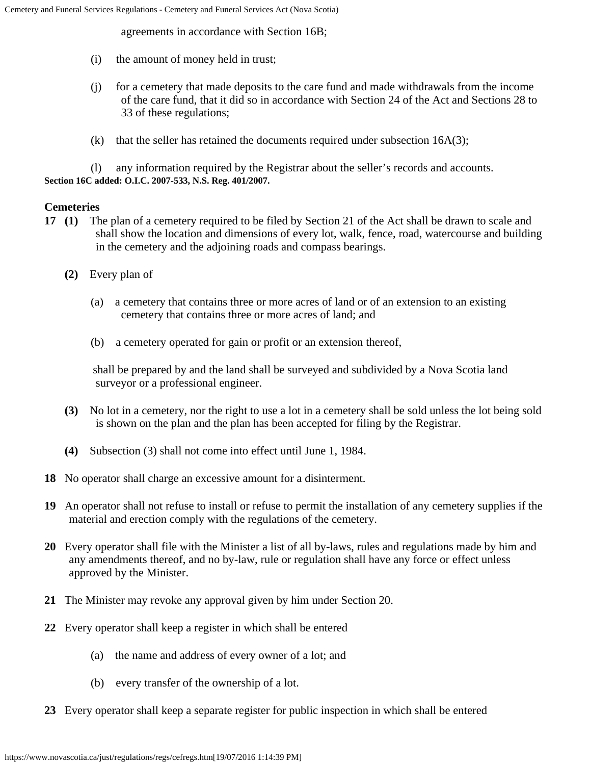agreements in accordance with Section 16B;

(i) the amount of money held in trust;

(j) for a cemetery that made deposits to the care fund and made withdrawals from the income of the care fund, that it did so in accordance with Section 24 of the Act and Sections 28 to 33 of these regulations;

(k) that the seller has retained the documents required under subsection 16A(3);

(l) any information required by the Registrar about the seller's records and accounts.

**Section 16C added: O.I.C. 2007-533, N.S. Reg. 401/2007.**

**Cemeteries**

**17** **(1)** The plan of a cemetery required to be filed by Section 21 of the Act shall be drawn to scale and shall show the location and dimensions of every lot, walk, fence, road, watercourse and building in the cemetery and the adjoining roads and compass bearings.

**(2)** Every plan of

(a) a cemetery that contains three or more acres of land or of an extension to an existing cemetery that contains three or more acres of land; and

(b) a cemetery operated for gain or profit or an extension thereof,

shall be prepared by and the land shall be surveyed and subdivided by a Nova Scotia land surveyor or a professional engineer.

**(3)** No lot in a cemetery, nor the right to use a lot in a cemetery shall be sold unless the lot being sold is shown on the plan and the plan has been accepted for filing by the Registrar.

**(4)** Subsection (3) shall not come into effect until June 1, 1984.

**18** No operator shall charge an excessive amount for a disinterment.

**19** An operator shall not refuse to install or refuse to permit the installation of any cemetery supplies if the material and erection comply with the regulations of the cemetery.

**20** Every operator shall file with the Minister a list of all by-laws, rules and regulations made by him and any amendments thereof, and no by-law, rule or regulation shall have any force or effect unless approved by the Minister.

**21** The Minister may revoke any approval given by him under Section 20.

**22** Every operator shall keep a register in which shall be entered

(a) the name and address of every owner of a lot; and

(b) every transfer of the ownership of a lot.

**23** Every operator shall keep a separate register for public inspection in which shall be entered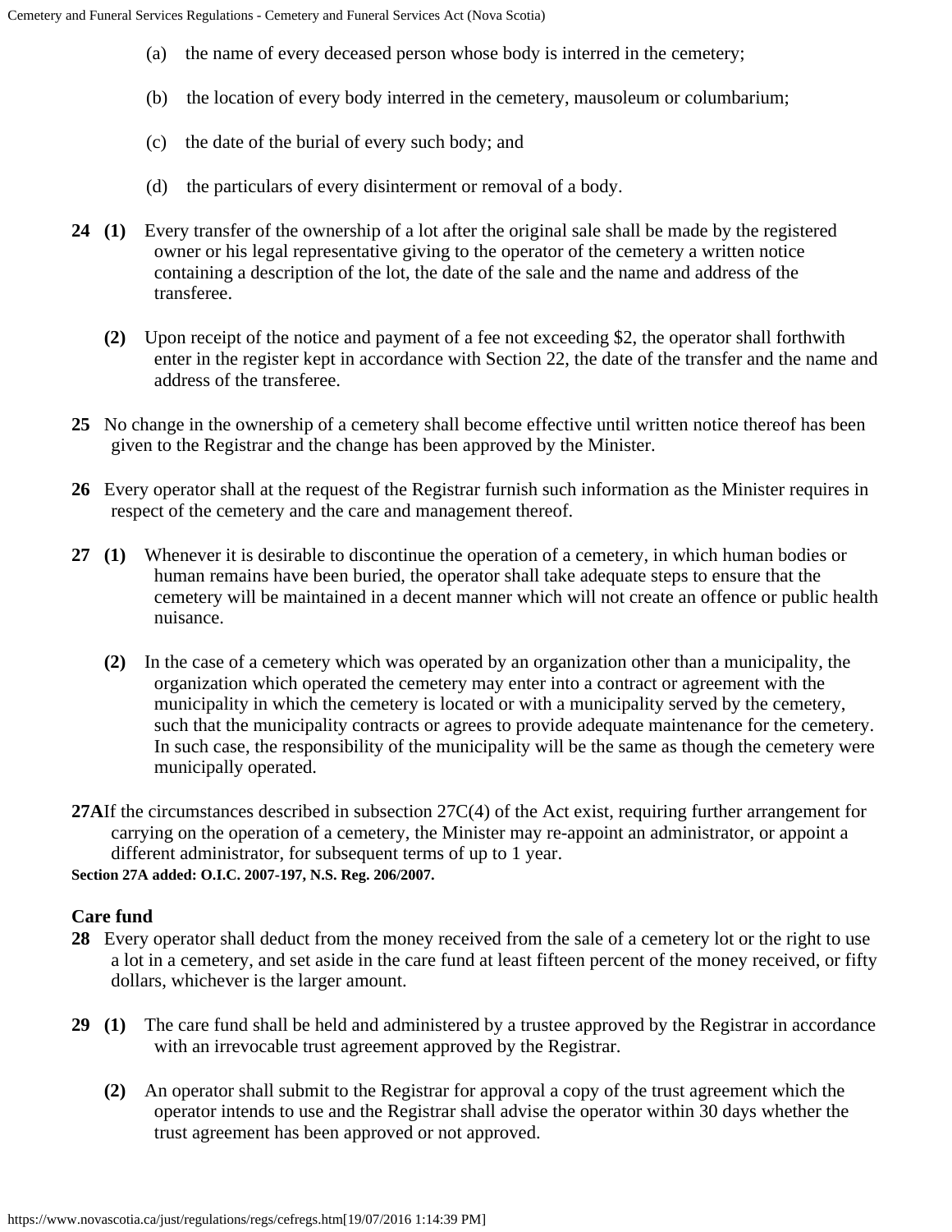(a) the name of every deceased person whose body is interred in the cemetery;

(b) the location of every body interred in the cemetery, mausoleum or columbarium;

(c) the date of the burial of every such body; and

(d) the particulars of every disinterment or removal of a body.

**24 (1)** Every transfer of the ownership of a lot after the original sale shall be made by the registered owner or his legal representative giving to the operator of the cemetery a written notice containing a description of the lot, the date of the sale and the name and address of the transferee.

**(2)** Upon receipt of the notice and payment of a fee not exceeding $2, the operator shall forthwith enter in the register kept in accordance with Section 22, the date of the transfer and the name and address of the transferee.

**25** No change in the ownership of a cemetery shall become effective until written notice thereof has been given to the Registrar and the change has been approved by the Minister.

**26** Every operator shall at the request of the Registrar furnish such information as the Minister requires in respect of the cemetery and the care and management thereof.

**27 (1)** Whenever it is desirable to discontinue the operation of a cemetery, in which human bodies or human remains have been buried, the operator shall take adequate steps to ensure that the cemetery will be maintained in a decent manner which will not create an offence or public health nuisance.

**(2)** In the case of a cemetery which was operated by an organization other than a municipality, the organization which operated the cemetery may enter into a contract or agreement with the municipality in which the cemetery is located or with a municipality served by the cemetery, such that the municipality contracts or agrees to provide adequate maintenance for the cemetery. In such case, the responsibility of the municipality will be the same as though the cemetery were municipally operated.

**27A** If the circumstances described in subsection 27C(4) of the Act exist, requiring further arrangement for carrying on the operation of a cemetery, the Minister may re-appoint an administrator, or appoint a different administrator, for subsequent terms of up to 1 year.

**Section 27A added: O.I.C. 2007-197, N.S. Reg. 206/2007.**

### Care fund

**28** Every operator shall deduct from the money received from the sale of a cemetery lot or the right to use a lot in a cemetery, and set aside in the care fund at least fifteen percent of the money received, or fifty dollars, whichever is the larger amount.

**29 (1)** The care fund shall be held and administered by a trustee approved by the Registrar in accordance with an irrevocable trust agreement approved by the Registrar.

**(2)** An operator shall submit to the Registrar for approval a copy of the trust agreement which the operator intends to use and the Registrar shall advise the operator within 30 days whether the trust agreement has been approved or not approved.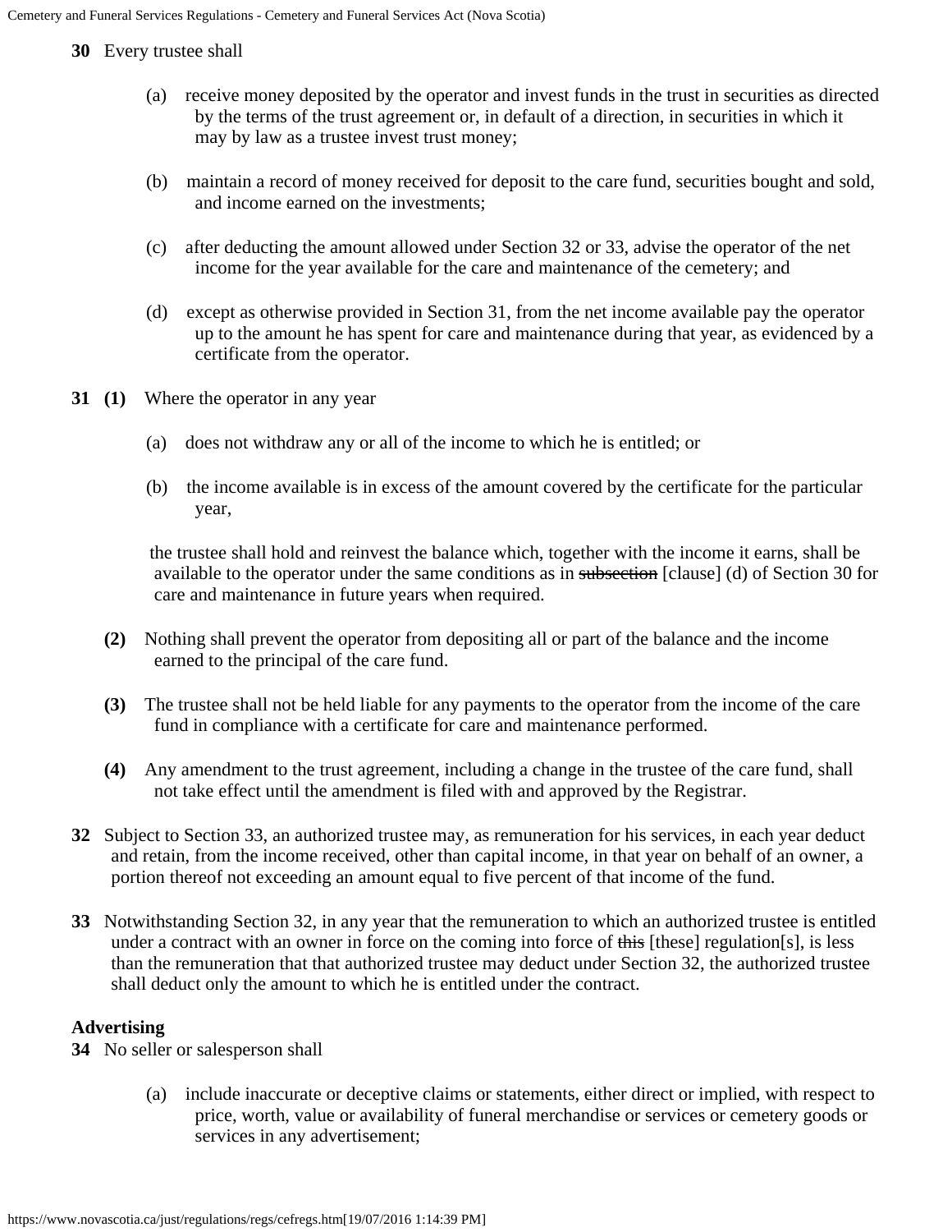**30** Every trustee shall

(a) receive money deposited by the operator and invest funds in the trust in securities as directed by the terms of the trust agreement or, in default of a direction, in securities in which it may by law as a trustee invest trust money;

(b) maintain a record of money received for deposit to the care fund, securities bought and sold, and income earned on the investments;

(c) after deducting the amount allowed under Section 32 or 33, advise the operator of the net income for the year available for the care and maintenance of the cemetery; and

(d) except as otherwise provided in Section 31, from the net income available pay the operator up to the amount he has spent for care and maintenance during that year, as evidenced by a certificate from the operator.

**31 (1)** Where the operator in any year

(a) does not withdraw any or all of the income to which he is entitled; or

(b) the income available is in excess of the amount covered by the certificate for the particular year,

the trustee shall hold and reinvest the balance which, together with the income it earns, shall be available to the operator under the same conditions as in ~~subsection~~ [clause] (d) of Section 30 for care and maintenance in future years when required.

**(2)** Nothing shall prevent the operator from depositing all or part of the balance and the income earned to the principal of the care fund.

**(3)** The trustee shall not be held liable for any payments to the operator from the income of the care fund in compliance with a certificate for care and maintenance performed.

**(4)** Any amendment to the trust agreement, including a change in the trustee of the care fund, shall not take effect until the amendment is filed with and approved by the Registrar.

**32** Subject to Section 33, an authorized trustee may, as remuneration for his services, in each year deduct and retain, from the income received, other than capital income, in that year on behalf of an owner, a portion thereof not exceeding an amount equal to five percent of that income of the fund.

**33** Notwithstanding Section 32, in any year that the remuneration to which an authorized trustee is entitled under a contract with an owner in force on the coming into force of ~~this~~ [these] regulation[s], is less than the remuneration that that authorized trustee may deduct under Section 32, the authorized trustee shall deduct only the amount to which he is entitled under the contract.

**Advertising**

**34** No seller or salesperson shall

(a) include inaccurate or deceptive claims or statements, either direct or implied, with respect to price, worth, value or availability of funeral merchandise or services or cemetery goods or services in any advertisement;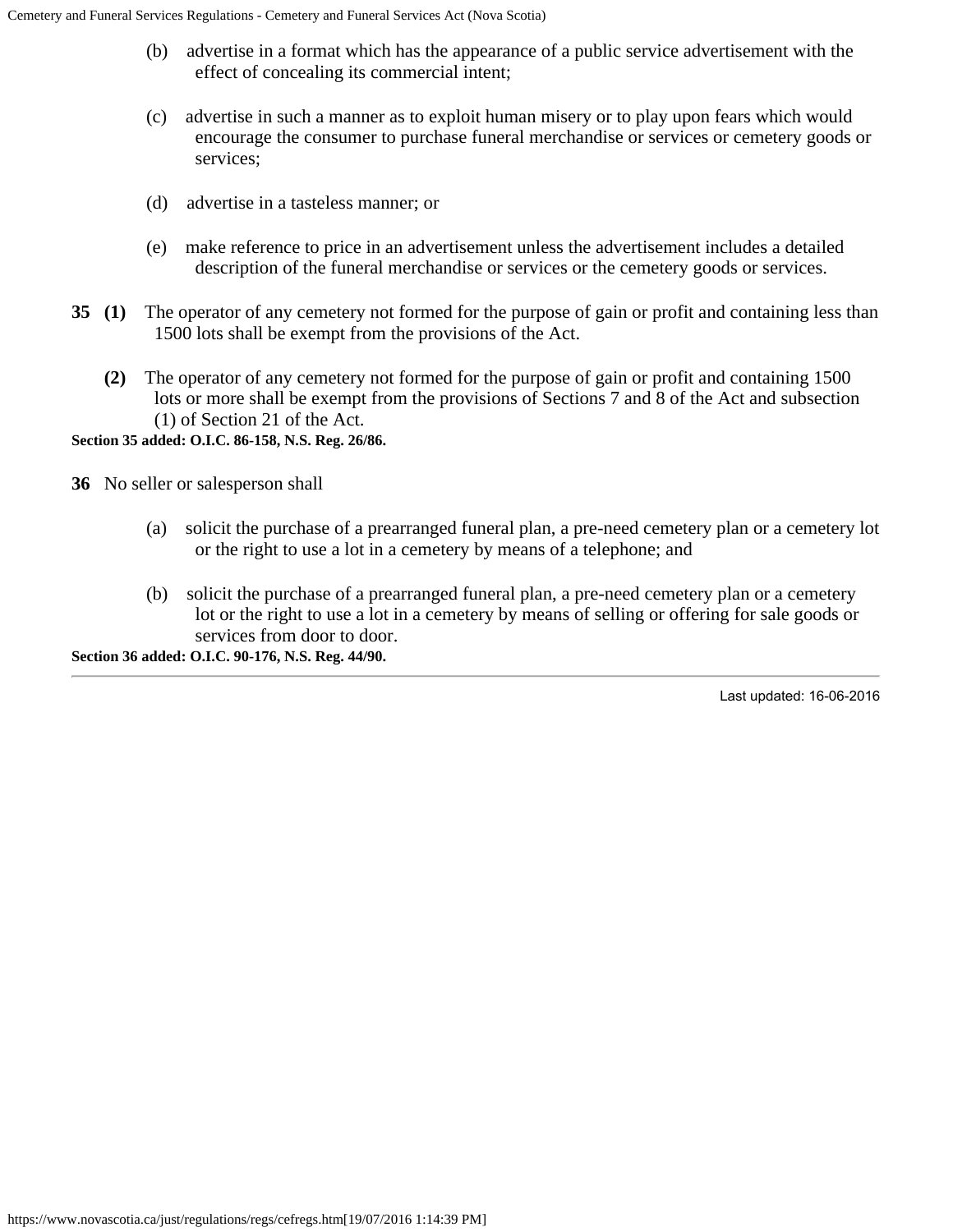(b) advertise in a format which has the appearance of a public service advertisement with the effect of concealing its commercial intent;

(c) advertise in such a manner as to exploit human misery or to play upon fears which would encourage the consumer to purchase funeral merchandise or services or cemetery goods or services;

(d) advertise in a tasteless manner; or

(e) make reference to price in an advertisement unless the advertisement includes a detailed description of the funeral merchandise or services or the cemetery goods or services.

**35** **(1)** The operator of any cemetery not formed for the purpose of gain or profit and containing less than 1500 lots shall be exempt from the provisions of the Act.

**(2)** The operator of any cemetery not formed for the purpose of gain or profit and containing 1500 lots or more shall be exempt from the provisions of Sections 7 and 8 of the Act and subsection (1) of Section 21 of the Act.

**Section 35 added: O.I.C. 86-158, N.S. Reg. 26/86.**

**36** No seller or salesperson shall

(a) solicit the purchase of a prearranged funeral plan, a pre-need cemetery plan or a cemetery lot or the right to use a lot in a cemetery by means of a telephone; and

(b) solicit the purchase of a prearranged funeral plan, a pre-need cemetery plan or a cemetery lot or the right to use a lot in a cemetery by means of selling or offering for sale goods or services from door to door.

**Section 36 added: O.I.C. 90-176, N.S. Reg. 44/90.**

---

Last updated: 16-06-2016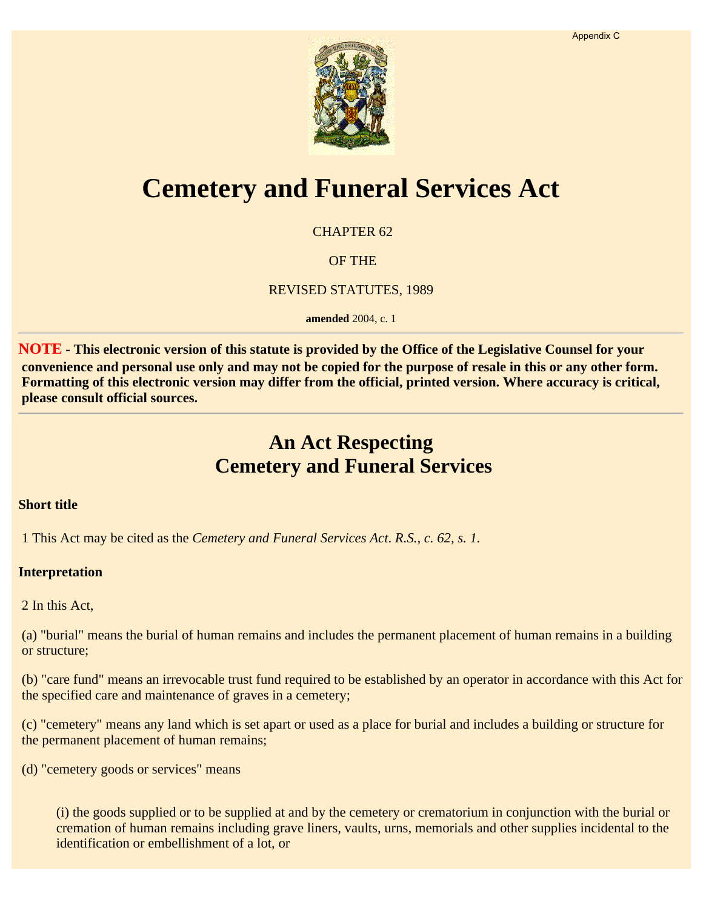Appendix C

# Cemetery and Funeral Services Act

CHAPTER 62

OF THE

REVISED STATUTES, 1989

**amended** 2004, c. 1

---

**NOTE - This electronic version of this statute is provided by the Office of the Legislative Counsel for your convenience and personal use only and may not be copied for the purpose of resale in this or any other form. Formatting of this electronic version may differ from the official, printed version. Where accuracy is critical, please consult official sources.**

---

## An Act Respecting Cemetery and Funeral Services

**Short title**

1 This Act may be cited as the *Cemetery and Funeral Services Act*. *R.S., c. 62, s. 1.*

**Interpretation**

2 In this Act,

(a) "burial" means the burial of human remains and includes the permanent placement of human remains in a building or structure;

(b) "care fund" means an irrevocable trust fund required to be established by an operator in accordance with this Act for the specified care and maintenance of graves in a cemetery;

(c) "cemetery" means any land which is set apart or used as a place for burial and includes a building or structure for the permanent placement of human remains;

(d) "cemetery goods or services" means

(i) the goods supplied or to be supplied at and by the cemetery or crematorium in conjunction with the burial or cremation of human remains including grave liners, vaults, urns, memorials and other supplies incidental to the identification or embellishment of a lot, or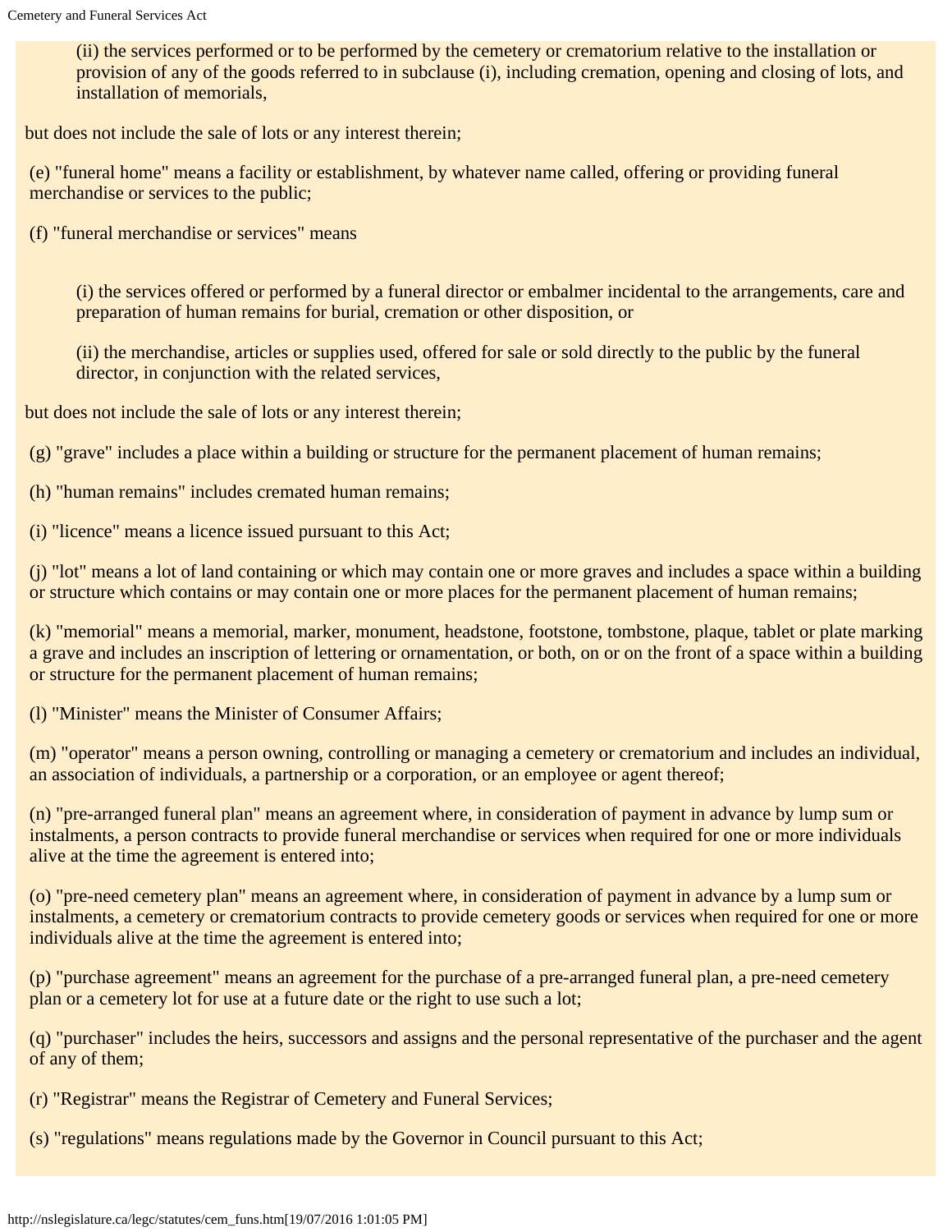(ii) the services performed or to be performed by the cemetery or crematorium relative to the installation or provision of any of the goods referred to in subclause (i), including cremation, opening and closing of lots, and installation of memorials,

but does not include the sale of lots or any interest therein;

(e) "funeral home" means a facility or establishment, by whatever name called, offering or providing funeral merchandise or services to the public;

(f) "funeral merchandise or services" means

(i) the services offered or performed by a funeral director or embalmer incidental to the arrangements, care and preparation of human remains for burial, cremation or other disposition, or

(ii) the merchandise, articles or supplies used, offered for sale or sold directly to the public by the funeral director, in conjunction with the related services,

but does not include the sale of lots or any interest therein;

(g) "grave" includes a place within a building or structure for the permanent placement of human remains;

(h) "human remains" includes cremated human remains;

(i) "licence" means a licence issued pursuant to this Act;

(j) "lot" means a lot of land containing or which may contain one or more graves and includes a space within a building or structure which contains or may contain one or more places for the permanent placement of human remains;

(k) "memorial" means a memorial, marker, monument, headstone, footstone, tombstone, plaque, tablet or plate marking a grave and includes an inscription of lettering or ornamentation, or both, on or on the front of a space within a building or structure for the permanent placement of human remains;

(l) "Minister" means the Minister of Consumer Affairs;

(m) "operator" means a person owning, controlling or managing a cemetery or crematorium and includes an individual, an association of individuals, a partnership or a corporation, or an employee or agent thereof;

(n) "pre-arranged funeral plan" means an agreement where, in consideration of payment in advance by lump sum or instalments, a person contracts to provide funeral merchandise or services when required for one or more individuals alive at the time the agreement is entered into;

(o) "pre-need cemetery plan" means an agreement where, in consideration of payment in advance by a lump sum or instalments, a cemetery or crematorium contracts to provide cemetery goods or services when required for one or more individuals alive at the time the agreement is entered into;

(p) "purchase agreement" means an agreement for the purchase of a pre-arranged funeral plan, a pre-need cemetery plan or a cemetery lot for use at a future date or the right to use such a lot;

(q) "purchaser" includes the heirs, successors and assigns and the personal representative of the purchaser and the agent of any of them;

(r) "Registrar" means the Registrar of Cemetery and Funeral Services;

(s) "regulations" means regulations made by the Governor in Council pursuant to this Act;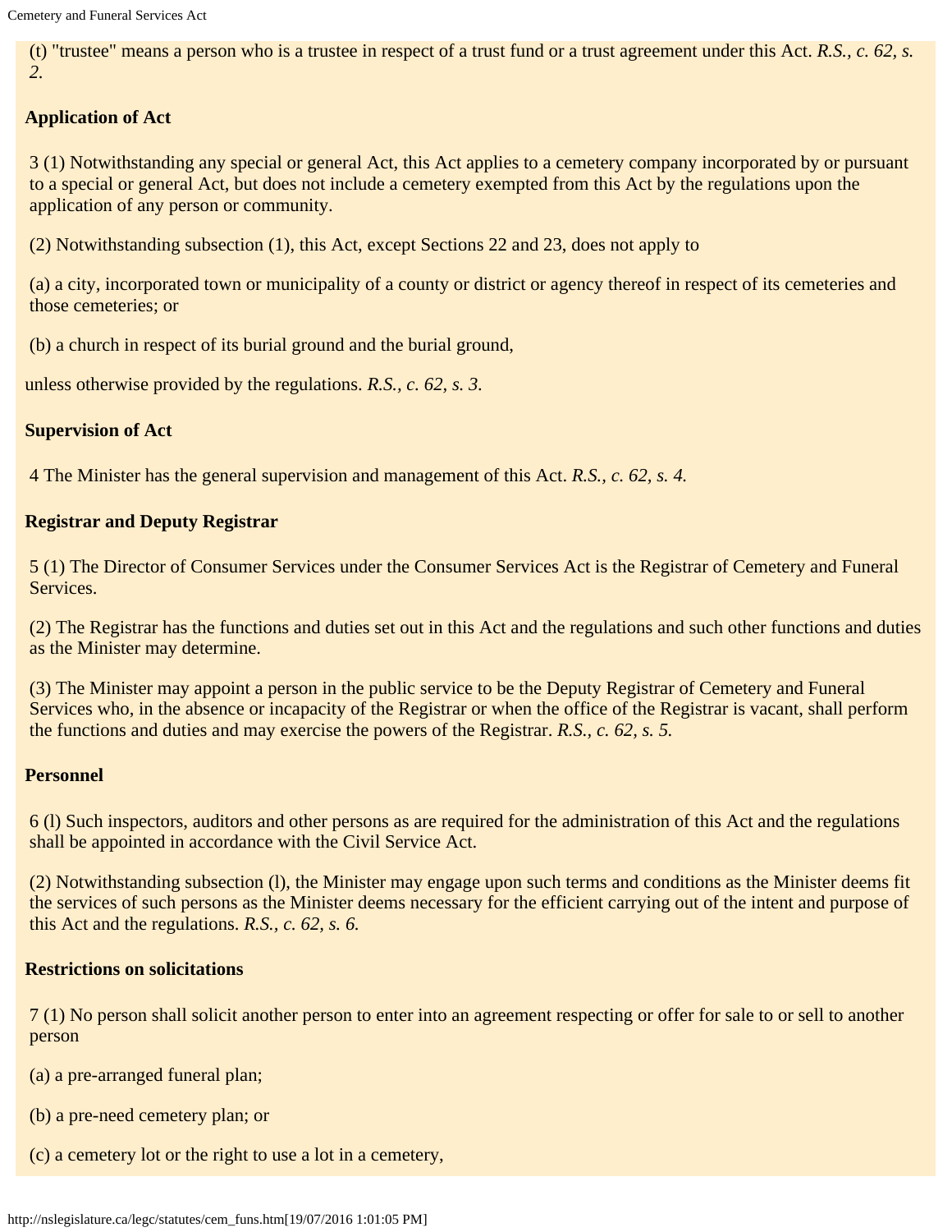(t) "trustee" means a person who is a trustee in respect of a trust fund or a trust agreement under this Act. *R.S., c. 62, s. 2.*

**Application of Act**

3 (1) Notwithstanding any special or general Act, this Act applies to a cemetery company incorporated by or pursuant to a special or general Act, but does not include a cemetery exempted from this Act by the regulations upon the application of any person or community.

(2) Notwithstanding subsection (1), this Act, except Sections 22 and 23, does not apply to

(a) a city, incorporated town or municipality of a county or district or agency thereof in respect of its cemeteries and those cemeteries; or

(b) a church in respect of its burial ground and the burial ground,

unless otherwise provided by the regulations. *R.S., c. 62, s. 3.*

**Supervision of Act**

4 The Minister has the general supervision and management of this Act. *R.S., c. 62, s. 4.*

**Registrar and Deputy Registrar**

5 (1) The Director of Consumer Services under the Consumer Services Act is the Registrar of Cemetery and Funeral Services.

(2) The Registrar has the functions and duties set out in this Act and the regulations and such other functions and duties as the Minister may determine.

(3) The Minister may appoint a person in the public service to be the Deputy Registrar of Cemetery and Funeral Services who, in the absence or incapacity of the Registrar or when the office of the Registrar is vacant, shall perform the functions and duties and may exercise the powers of the Registrar. *R.S., c. 62, s. 5.*

**Personnel**

6 (l) Such inspectors, auditors and other persons as are required for the administration of this Act and the regulations shall be appointed in accordance with the Civil Service Act.

(2) Notwithstanding subsection (l), the Minister may engage upon such terms and conditions as the Minister deems fit the services of such persons as the Minister deems necessary for the efficient carrying out of the intent and purpose of this Act and the regulations. *R.S., c. 62, s. 6.*

**Restrictions on solicitations**

7 (1) No person shall solicit another person to enter into an agreement respecting or offer for sale to or sell to another person

(a) a pre-arranged funeral plan;

(b) a pre-need cemetery plan; or

(c) a cemetery lot or the right to use a lot in a cemetery,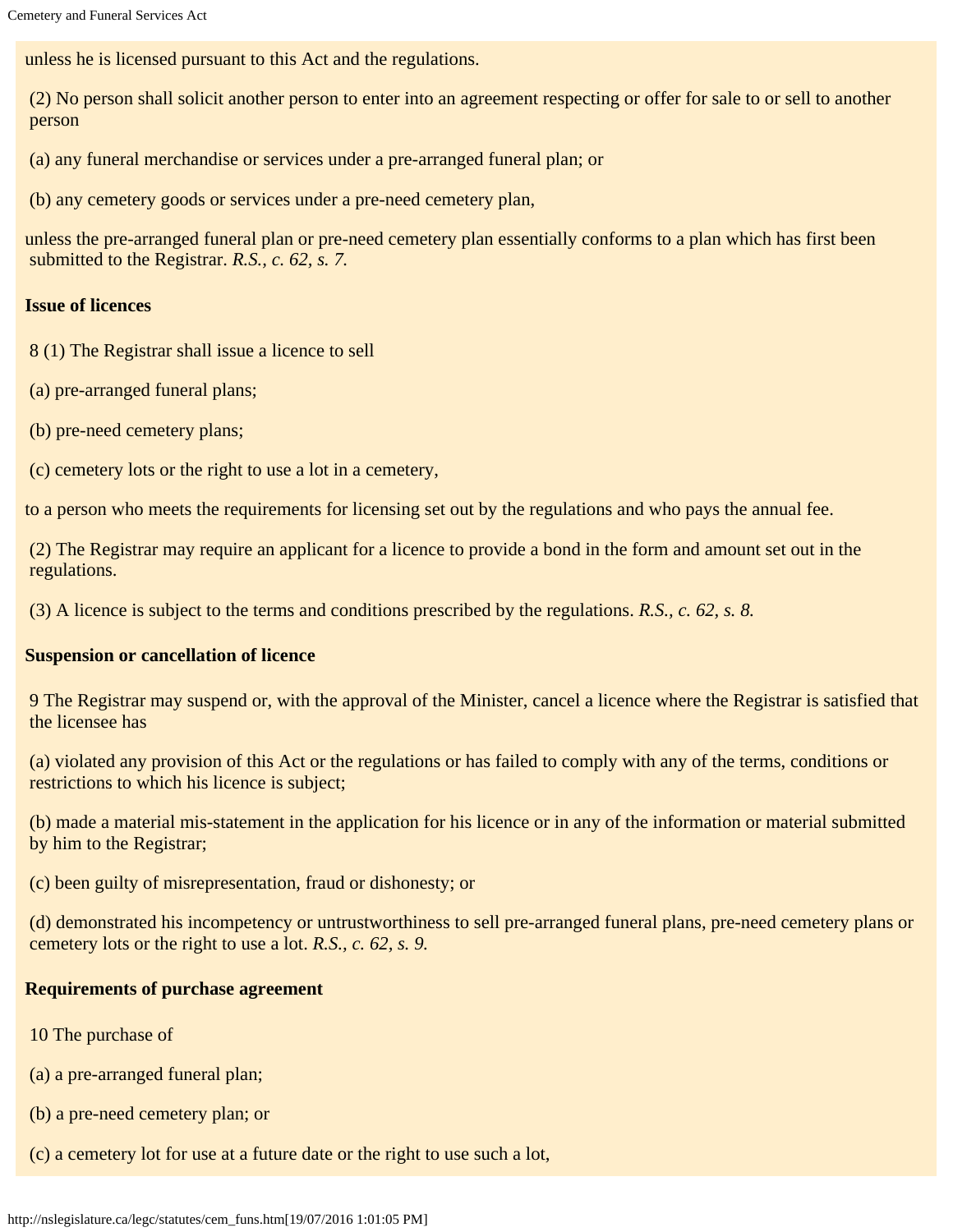unless he is licensed pursuant to this Act and the regulations.

(2) No person shall solicit another person to enter into an agreement respecting or offer for sale to or sell to another person

(a) any funeral merchandise or services under a pre-arranged funeral plan; or

(b) any cemetery goods or services under a pre-need cemetery plan,

unless the pre-arranged funeral plan or pre-need cemetery plan essentially conforms to a plan which has first been submitted to the Registrar. *R.S., c. 62, s. 7.*

**Issue of licences**

8 (1) The Registrar shall issue a licence to sell

(a) pre-arranged funeral plans;

(b) pre-need cemetery plans;

(c) cemetery lots or the right to use a lot in a cemetery,

to a person who meets the requirements for licensing set out by the regulations and who pays the annual fee.

(2) The Registrar may require an applicant for a licence to provide a bond in the form and amount set out in the regulations.

(3) A licence is subject to the terms and conditions prescribed by the regulations. *R.S., c. 62, s. 8.*

**Suspension or cancellation of licence**

9 The Registrar may suspend or, with the approval of the Minister, cancel a licence where the Registrar is satisfied that the licensee has

(a) violated any provision of this Act or the regulations or has failed to comply with any of the terms, conditions or restrictions to which his licence is subject;

(b) made a material mis-statement in the application for his licence or in any of the information or material submitted by him to the Registrar;

(c) been guilty of misrepresentation, fraud or dishonesty; or

(d) demonstrated his incompetency or untrustworthiness to sell pre-arranged funeral plans, pre-need cemetery plans or cemetery lots or the right to use a lot. *R.S., c. 62, s. 9.*

**Requirements of purchase agreement**

10 The purchase of

(a) a pre-arranged funeral plan;

(b) a pre-need cemetery plan; or

(c) a cemetery lot for use at a future date or the right to use such a lot,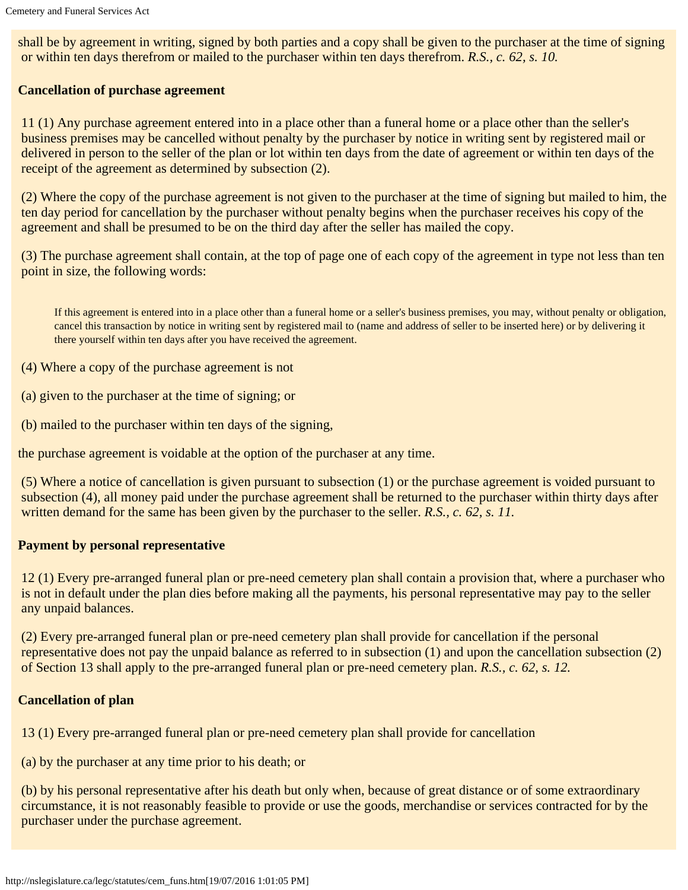shall be by agreement in writing, signed by both parties and a copy shall be given to the purchaser at the time of signing or within ten days therefrom or mailed to the purchaser within ten days therefrom. *R.S., c. 62, s. 10.*

**Cancellation of purchase agreement**

11 (1) Any purchase agreement entered into in a place other than a funeral home or a place other than the seller's business premises may be cancelled without penalty by the purchaser by notice in writing sent by registered mail or delivered in person to the seller of the plan or lot within ten days from the date of agreement or within ten days of the receipt of the agreement as determined by subsection (2).

(2) Where the copy of the purchase agreement is not given to the purchaser at the time of signing but mailed to him, the ten day period for cancellation by the purchaser without penalty begins when the purchaser receives his copy of the agreement and shall be presumed to be on the third day after the seller has mailed the copy.

(3) The purchase agreement shall contain, at the top of page one of each copy of the agreement in type not less than ten point in size, the following words:

> If this agreement is entered into in a place other than a funeral home or a seller's business premises, you may, without penalty or obligation, cancel this transaction by notice in writing sent by registered mail to (name and address of seller to be inserted here) or by delivering it there yourself within ten days after you have received the agreement.

(4) Where a copy of the purchase agreement is not

(a) given to the purchaser at the time of signing; or

(b) mailed to the purchaser within ten days of the signing,

the purchase agreement is voidable at the option of the purchaser at any time.

(5) Where a notice of cancellation is given pursuant to subsection (1) or the purchase agreement is voided pursuant to subsection (4), all money paid under the purchase agreement shall be returned to the purchaser within thirty days after written demand for the same has been given by the purchaser to the seller. *R.S., c. 62, s. 11.*

**Payment by personal representative**

12 (1) Every pre-arranged funeral plan or pre-need cemetery plan shall contain a provision that, where a purchaser who is not in default under the plan dies before making all the payments, his personal representative may pay to the seller any unpaid balances.

(2) Every pre-arranged funeral plan or pre-need cemetery plan shall provide for cancellation if the personal representative does not pay the unpaid balance as referred to in subsection (1) and upon the cancellation subsection (2) of Section 13 shall apply to the pre-arranged funeral plan or pre-need cemetery plan. *R.S., c. 62, s. 12.*

**Cancellation of plan**

13 (1) Every pre-arranged funeral plan or pre-need cemetery plan shall provide for cancellation

(a) by the purchaser at any time prior to his death; or

(b) by his personal representative after his death but only when, because of great distance or of some extraordinary circumstance, it is not reasonably feasible to provide or use the goods, merchandise or services contracted for by the purchaser under the purchase agreement.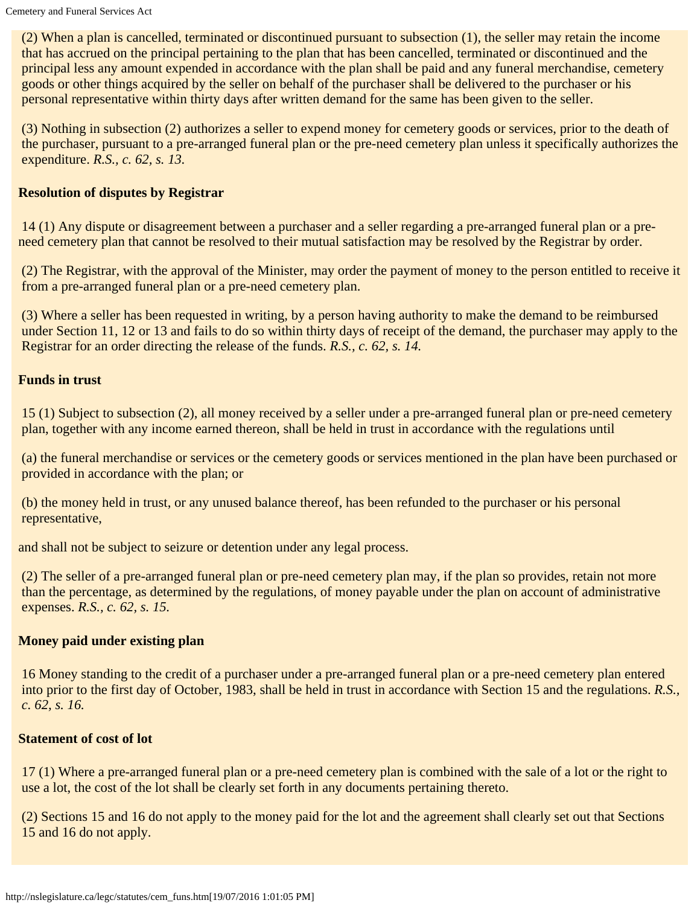(2) When a plan is cancelled, terminated or discontinued pursuant to subsection (1), the seller may retain the income that has accrued on the principal pertaining to the plan that has been cancelled, terminated or discontinued and the principal less any amount expended in accordance with the plan shall be paid and any funeral merchandise, cemetery goods or other things acquired by the seller on behalf of the purchaser shall be delivered to the purchaser or his personal representative within thirty days after written demand for the same has been given to the seller.

(3) Nothing in subsection (2) authorizes a seller to expend money for cemetery goods or services, prior to the death of the purchaser, pursuant to a pre-arranged funeral plan or the pre-need cemetery plan unless it specifically authorizes the expenditure. *R.S., c. 62, s. 13.*

**Resolution of disputes by Registrar**

14 (1) Any dispute or disagreement between a purchaser and a seller regarding a pre-arranged funeral plan or a pre-need cemetery plan that cannot be resolved to their mutual satisfaction may be resolved by the Registrar by order.

(2) The Registrar, with the approval of the Minister, may order the payment of money to the person entitled to receive it from a pre-arranged funeral plan or a pre-need cemetery plan.

(3) Where a seller has been requested in writing, by a person having authority to make the demand to be reimbursed under Section 11, 12 or 13 and fails to do so within thirty days of receipt of the demand, the purchaser may apply to the Registrar for an order directing the release of the funds. *R.S., c. 62, s. 14.*

**Funds in trust**

15 (1) Subject to subsection (2), all money received by a seller under a pre-arranged funeral plan or pre-need cemetery plan, together with any income earned thereon, shall be held in trust in accordance with the regulations until

(a) the funeral merchandise or services or the cemetery goods or services mentioned in the plan have been purchased or provided in accordance with the plan; or

(b) the money held in trust, or any unused balance thereof, has been refunded to the purchaser or his personal representative,

and shall not be subject to seizure or detention under any legal process.

(2) The seller of a pre-arranged funeral plan or pre-need cemetery plan may, if the plan so provides, retain not more than the percentage, as determined by the regulations, of money payable under the plan on account of administrative expenses. *R.S., c. 62, s. 15.*

**Money paid under existing plan**

16 Money standing to the credit of a purchaser under a pre-arranged funeral plan or a pre-need cemetery plan entered into prior to the first day of October, 1983, shall be held in trust in accordance with Section 15 and the regulations. *R.S., c. 62, s. 16.*

**Statement of cost of lot**

17 (1) Where a pre-arranged funeral plan or a pre-need cemetery plan is combined with the sale of a lot or the right to use a lot, the cost of the lot shall be clearly set forth in any documents pertaining thereto.

(2) Sections 15 and 16 do not apply to the money paid for the lot and the agreement shall clearly set out that Sections 15 and 16 do not apply.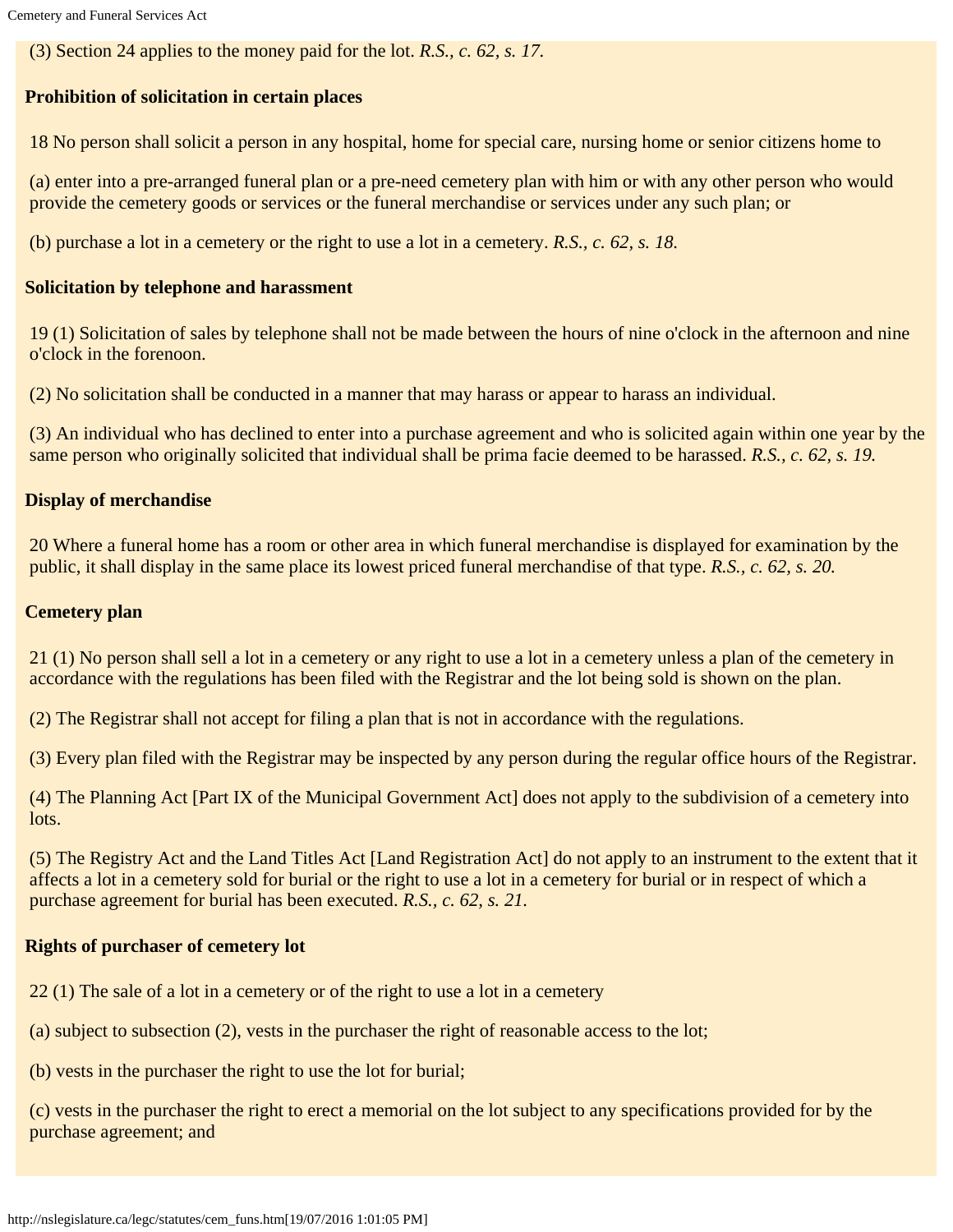(3) Section 24 applies to the money paid for the lot. *R.S., c. 62, s. 17.*

**Prohibition of solicitation in certain places**

18 No person shall solicit a person in any hospital, home for special care, nursing home or senior citizens home to

(a) enter into a pre-arranged funeral plan or a pre-need cemetery plan with him or with any other person who would provide the cemetery goods or services or the funeral merchandise or services under any such plan; or

(b) purchase a lot in a cemetery or the right to use a lot in a cemetery. *R.S., c. 62, s. 18.*

**Solicitation by telephone and harassment**

19 (1) Solicitation of sales by telephone shall not be made between the hours of nine o'clock in the afternoon and nine o'clock in the forenoon.

(2) No solicitation shall be conducted in a manner that may harass or appear to harass an individual.

(3) An individual who has declined to enter into a purchase agreement and who is solicited again within one year by the same person who originally solicited that individual shall be prima facie deemed to be harassed. *R.S., c. 62, s. 19.*

**Display of merchandise**

20 Where a funeral home has a room or other area in which funeral merchandise is displayed for examination by the public, it shall display in the same place its lowest priced funeral merchandise of that type. *R.S., c. 62, s. 20.*

**Cemetery plan**

21 (1) No person shall sell a lot in a cemetery or any right to use a lot in a cemetery unless a plan of the cemetery in accordance with the regulations has been filed with the Registrar and the lot being sold is shown on the plan.

(2) The Registrar shall not accept for filing a plan that is not in accordance with the regulations.

(3) Every plan filed with the Registrar may be inspected by any person during the regular office hours of the Registrar.

(4) The Planning Act [Part IX of the Municipal Government Act] does not apply to the subdivision of a cemetery into lots.

(5) The Registry Act and the Land Titles Act [Land Registration Act] do not apply to an instrument to the extent that it affects a lot in a cemetery sold for burial or the right to use a lot in a cemetery for burial or in respect of which a purchase agreement for burial has been executed. *R.S., c. 62, s. 21.*

**Rights of purchaser of cemetery lot**

22 (1) The sale of a lot in a cemetery or of the right to use a lot in a cemetery

(a) subject to subsection (2), vests in the purchaser the right of reasonable access to the lot;

(b) vests in the purchaser the right to use the lot for burial;

(c) vests in the purchaser the right to erect a memorial on the lot subject to any specifications provided for by the purchase agreement; and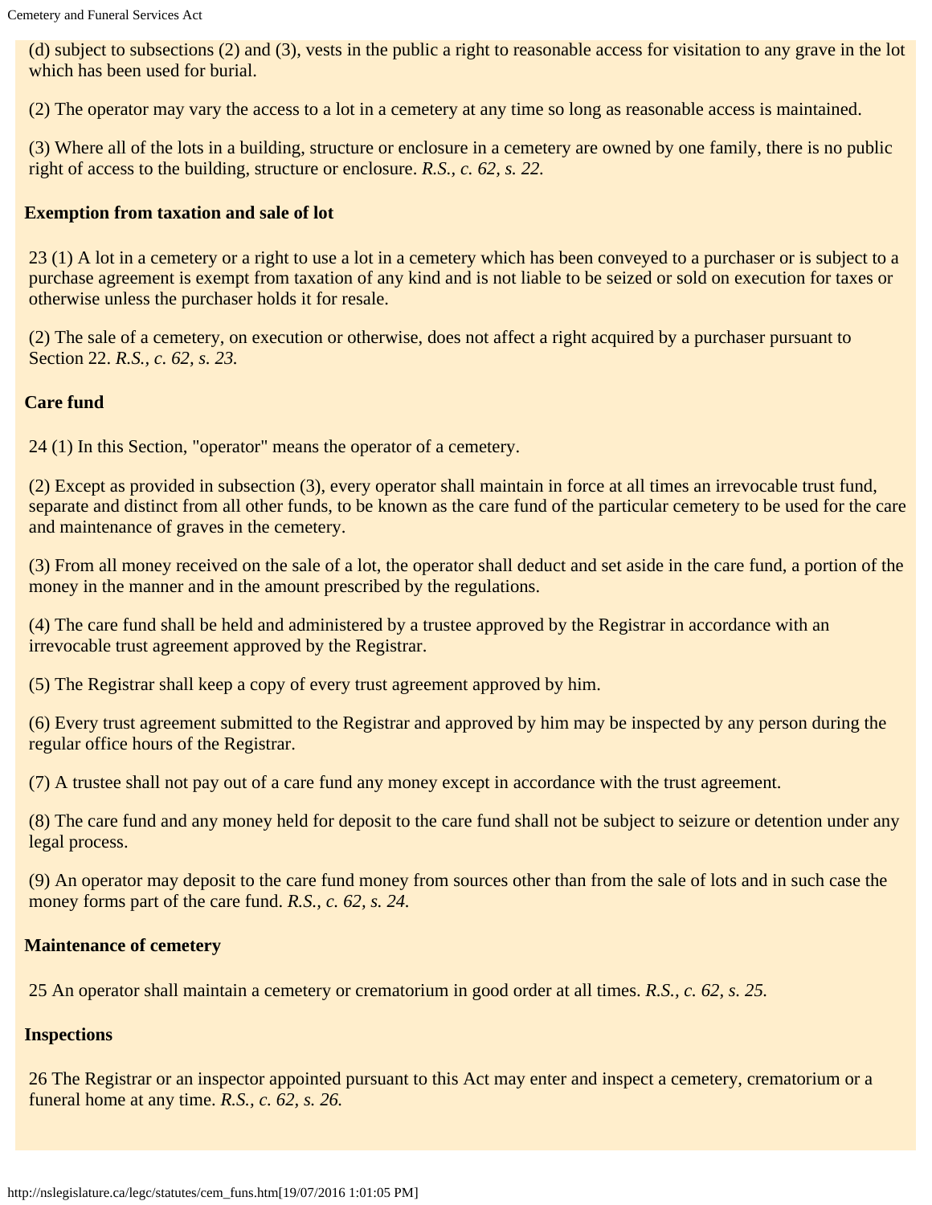(d) subject to subsections (2) and (3), vests in the public a right to reasonable access for visitation to any grave in the lot which has been used for burial.

(2) The operator may vary the access to a lot in a cemetery at any time so long as reasonable access is maintained.

(3) Where all of the lots in a building, structure or enclosure in a cemetery are owned by one family, there is no public right of access to the building, structure or enclosure. *R.S., c. 62, s. 22.*

**Exemption from taxation and sale of lot**

23 (1) A lot in a cemetery or a right to use a lot in a cemetery which has been conveyed to a purchaser or is subject to a purchase agreement is exempt from taxation of any kind and is not liable to be seized or sold on execution for taxes or otherwise unless the purchaser holds it for resale.

(2) The sale of a cemetery, on execution or otherwise, does not affect a right acquired by a purchaser pursuant to Section 22. *R.S., c. 62, s. 23.*

**Care fund**

24 (1) In this Section, "operator" means the operator of a cemetery.

(2) Except as provided in subsection (3), every operator shall maintain in force at all times an irrevocable trust fund, separate and distinct from all other funds, to be known as the care fund of the particular cemetery to be used for the care and maintenance of graves in the cemetery.

(3) From all money received on the sale of a lot, the operator shall deduct and set aside in the care fund, a portion of the money in the manner and in the amount prescribed by the regulations.

(4) The care fund shall be held and administered by a trustee approved by the Registrar in accordance with an irrevocable trust agreement approved by the Registrar.

(5) The Registrar shall keep a copy of every trust agreement approved by him.

(6) Every trust agreement submitted to the Registrar and approved by him may be inspected by any person during the regular office hours of the Registrar.

(7) A trustee shall not pay out of a care fund any money except in accordance with the trust agreement.

(8) The care fund and any money held for deposit to the care fund shall not be subject to seizure or detention under any legal process.

(9) An operator may deposit to the care fund money from sources other than from the sale of lots and in such case the money forms part of the care fund. *R.S., c. 62, s. 24.*

**Maintenance of cemetery**

25 An operator shall maintain a cemetery or crematorium in good order at all times. *R.S., c. 62, s. 25.*

**Inspections**

26 The Registrar or an inspector appointed pursuant to this Act may enter and inspect a cemetery, crematorium or a funeral home at any time. *R.S., c. 62, s. 26.*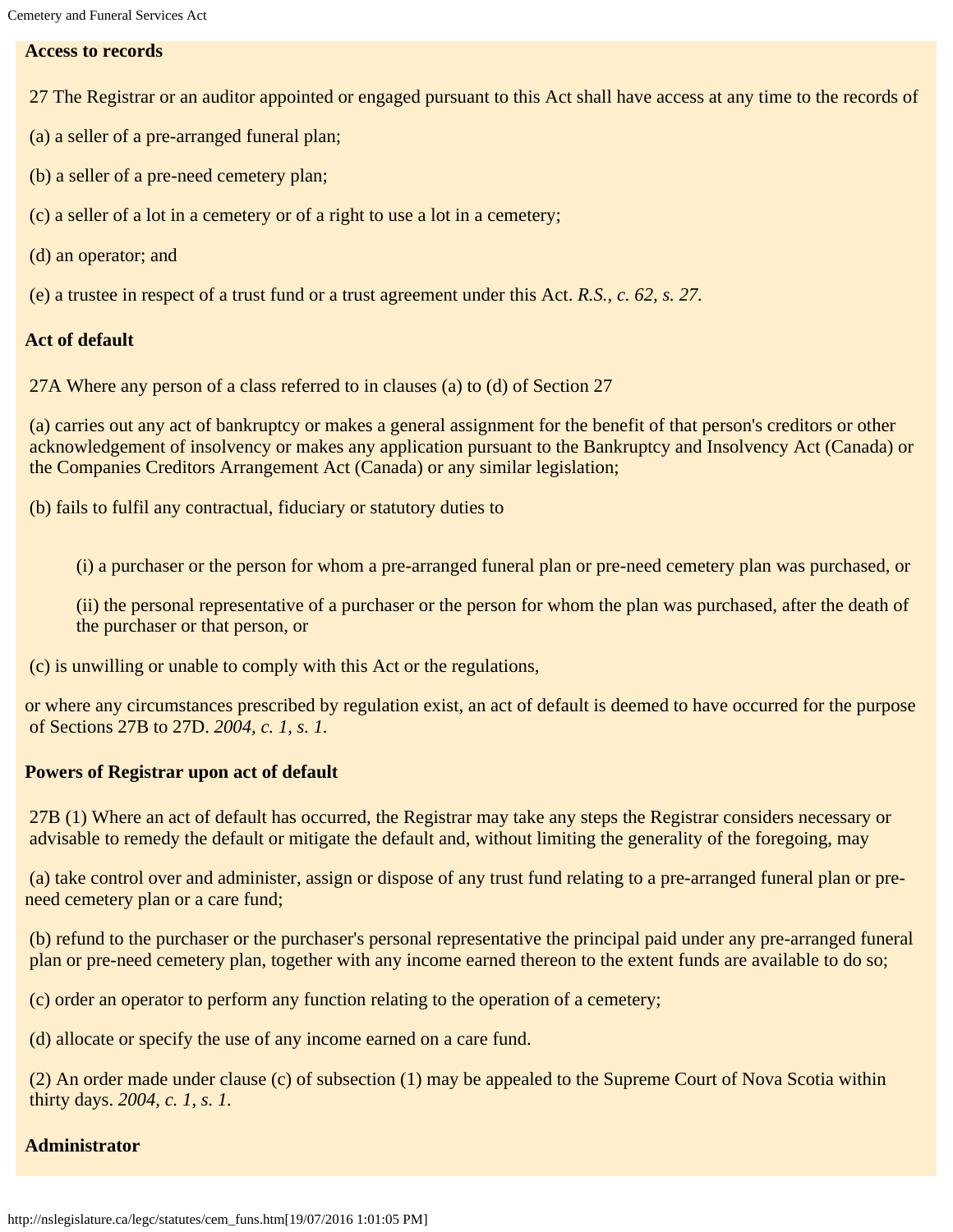**Access to records**

27 The Registrar or an auditor appointed or engaged pursuant to this Act shall have access at any time to the records of

(a) a seller of a pre-arranged funeral plan;

(b) a seller of a pre-need cemetery plan;

(c) a seller of a lot in a cemetery or of a right to use a lot in a cemetery;

(d) an operator; and

(e) a trustee in respect of a trust fund or a trust agreement under this Act. *R.S., c. 62, s. 27.*

**Act of default**

27A Where any person of a class referred to in clauses (a) to (d) of Section 27

(a) carries out any act of bankruptcy or makes a general assignment for the benefit of that person's creditors or other acknowledgement of insolvency or makes any application pursuant to the Bankruptcy and Insolvency Act (Canada) or the Companies Creditors Arrangement Act (Canada) or any similar legislation;

(b) fails to fulfil any contractual, fiduciary or statutory duties to

(i) a purchaser or the person for whom a pre-arranged funeral plan or pre-need cemetery plan was purchased, or

(ii) the personal representative of a purchaser or the person for whom the plan was purchased, after the death of the purchaser or that person, or

(c) is unwilling or unable to comply with this Act or the regulations,

or where any circumstances prescribed by regulation exist, an act of default is deemed to have occurred for the purpose of Sections 27B to 27D. *2004, c. 1, s. 1.*

**Powers of Registrar upon act of default**

27B (1) Where an act of default has occurred, the Registrar may take any steps the Registrar considers necessary or advisable to remedy the default or mitigate the default and, without limiting the generality of the foregoing, may

(a) take control over and administer, assign or dispose of any trust fund relating to a pre-arranged funeral plan or pre-need cemetery plan or a care fund;

(b) refund to the purchaser or the purchaser's personal representative the principal paid under any pre-arranged funeral plan or pre-need cemetery plan, together with any income earned thereon to the extent funds are available to do so;

(c) order an operator to perform any function relating to the operation of a cemetery;

(d) allocate or specify the use of any income earned on a care fund.

(2) An order made under clause (c) of subsection (1) may be appealed to the Supreme Court of Nova Scotia within thirty days. *2004, c. 1, s. 1.*

**Administrator**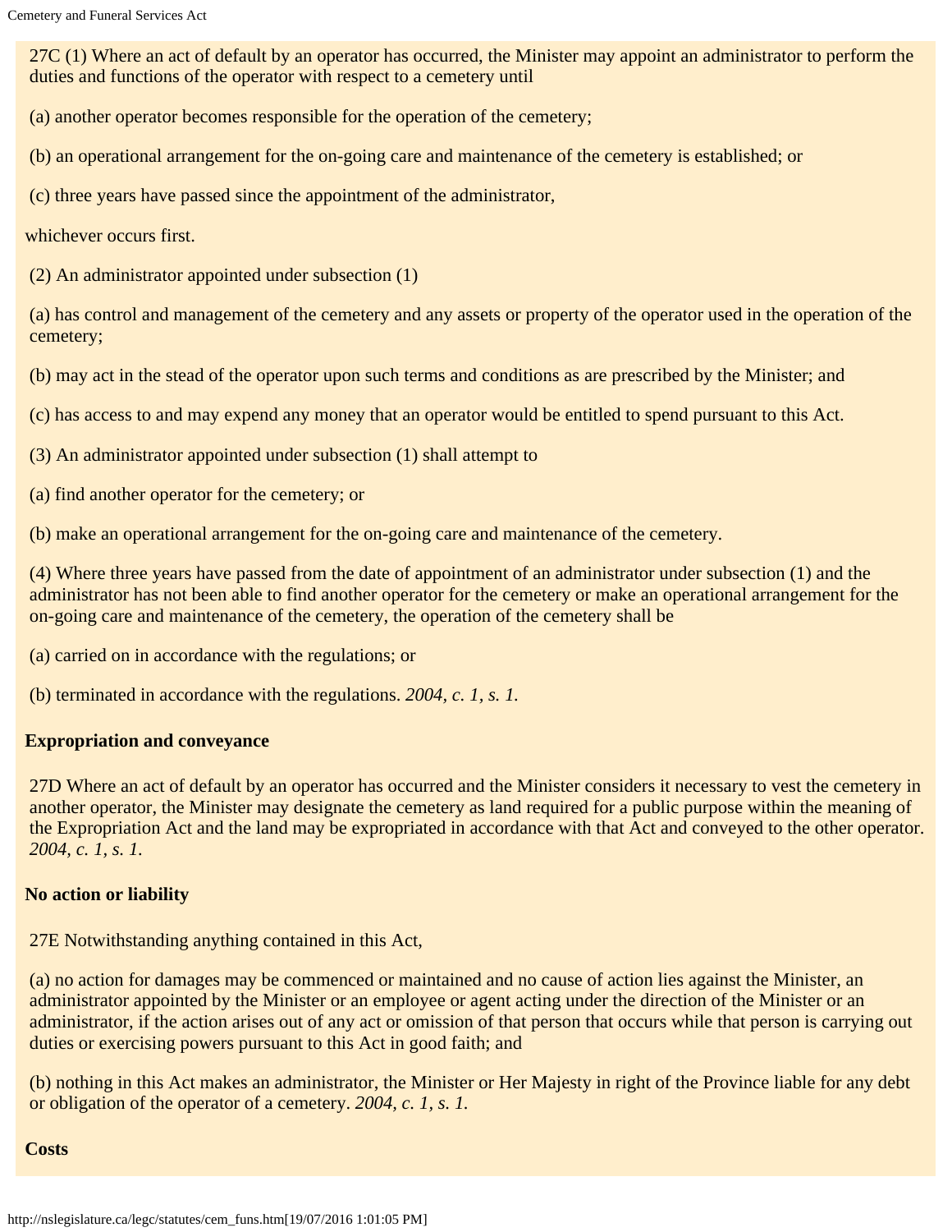27C (1) Where an act of default by an operator has occurred, the Minister may appoint an administrator to perform the duties and functions of the operator with respect to a cemetery until

(a) another operator becomes responsible for the operation of the cemetery;

(b) an operational arrangement for the on-going care and maintenance of the cemetery is established; or

(c) three years have passed since the appointment of the administrator,

whichever occurs first.

(2) An administrator appointed under subsection (1)

(a) has control and management of the cemetery and any assets or property of the operator used in the operation of the cemetery;

(b) may act in the stead of the operator upon such terms and conditions as are prescribed by the Minister; and

(c) has access to and may expend any money that an operator would be entitled to spend pursuant to this Act.

(3) An administrator appointed under subsection (1) shall attempt to

(a) find another operator for the cemetery; or

(b) make an operational arrangement for the on-going care and maintenance of the cemetery.

(4) Where three years have passed from the date of appointment of an administrator under subsection (1) and the administrator has not been able to find another operator for the cemetery or make an operational arrangement for the on-going care and maintenance of the cemetery, the operation of the cemetery shall be

(a) carried on in accordance with the regulations; or

(b) terminated in accordance with the regulations. *2004, c. 1, s. 1.*

**Expropriation and conveyance**

27D Where an act of default by an operator has occurred and the Minister considers it necessary to vest the cemetery in another operator, the Minister may designate the cemetery as land required for a public purpose within the meaning of the Expropriation Act and the land may be expropriated in accordance with that Act and conveyed to the other operator. *2004, c. 1, s. 1.*

**No action or liability**

27E Notwithstanding anything contained in this Act,

(a) no action for damages may be commenced or maintained and no cause of action lies against the Minister, an administrator appointed by the Minister or an employee or agent acting under the direction of the Minister or an administrator, if the action arises out of any act or omission of that person that occurs while that person is carrying out duties or exercising powers pursuant to this Act in good faith; and

(b) nothing in this Act makes an administrator, the Minister or Her Majesty in right of the Province liable for any debt or obligation of the operator of a cemetery. *2004, c. 1, s. 1.*

**Costs**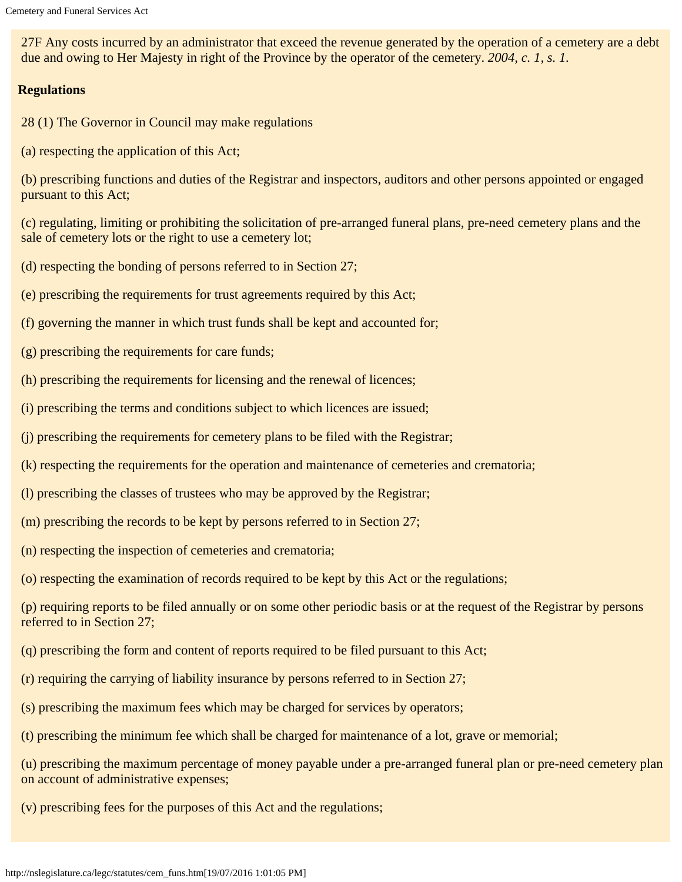27F Any costs incurred by an administrator that exceed the revenue generated by the operation of a cemetery are a debt due and owing to Her Majesty in right of the Province by the operator of the cemetery. *2004, c. 1, s. 1.*

**Regulations**

28 (1) The Governor in Council may make regulations

(a) respecting the application of this Act;

(b) prescribing functions and duties of the Registrar and inspectors, auditors and other persons appointed or engaged pursuant to this Act;

(c) regulating, limiting or prohibiting the solicitation of pre-arranged funeral plans, pre-need cemetery plans and the sale of cemetery lots or the right to use a cemetery lot;

(d) respecting the bonding of persons referred to in Section 27;

(e) prescribing the requirements for trust agreements required by this Act;

(f) governing the manner in which trust funds shall be kept and accounted for;

(g) prescribing the requirements for care funds;

(h) prescribing the requirements for licensing and the renewal of licences;

(i) prescribing the terms and conditions subject to which licences are issued;

(j) prescribing the requirements for cemetery plans to be filed with the Registrar;

(k) respecting the requirements for the operation and maintenance of cemeteries and crematoria;

(l) prescribing the classes of trustees who may be approved by the Registrar;

(m) prescribing the records to be kept by persons referred to in Section 27;

(n) respecting the inspection of cemeteries and crematoria;

(o) respecting the examination of records required to be kept by this Act or the regulations;

(p) requiring reports to be filed annually or on some other periodic basis or at the request of the Registrar by persons referred to in Section 27;

(q) prescribing the form and content of reports required to be filed pursuant to this Act;

(r) requiring the carrying of liability insurance by persons referred to in Section 27;

(s) prescribing the maximum fees which may be charged for services by operators;

(t) prescribing the minimum fee which shall be charged for maintenance of a lot, grave or memorial;

(u) prescribing the maximum percentage of money payable under a pre-arranged funeral plan or pre-need cemetery plan on account of administrative expenses;

(v) prescribing fees for the purposes of this Act and the regulations;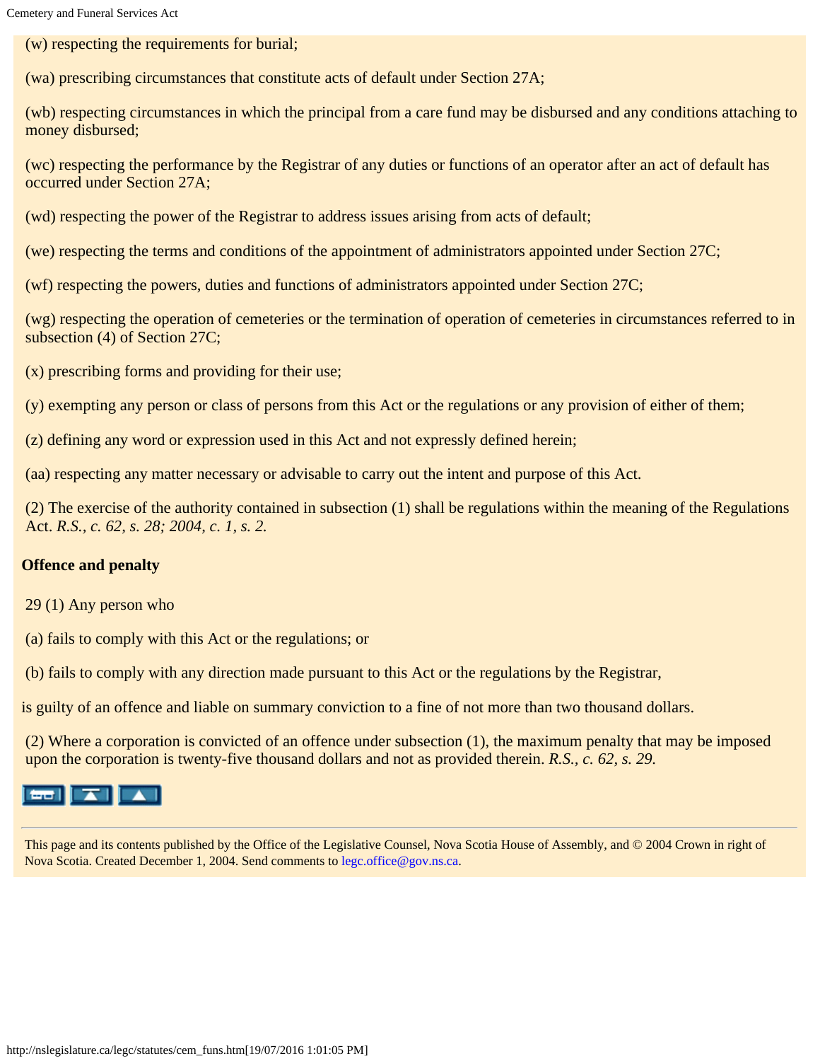(w) respecting the requirements for burial;

(wa) prescribing circumstances that constitute acts of default under Section 27A;

(wb) respecting circumstances in which the principal from a care fund may be disbursed and any conditions attaching to money disbursed;

(wc) respecting the performance by the Registrar of any duties or functions of an operator after an act of default has occurred under Section 27A;

(wd) respecting the power of the Registrar to address issues arising from acts of default;

(we) respecting the terms and conditions of the appointment of administrators appointed under Section 27C;

(wf) respecting the powers, duties and functions of administrators appointed under Section 27C;

(wg) respecting the operation of cemeteries or the termination of operation of cemeteries in circumstances referred to in subsection (4) of Section 27C;

(x) prescribing forms and providing for their use;

(y) exempting any person or class of persons from this Act or the regulations or any provision of either of them;

(z) defining any word or expression used in this Act and not expressly defined herein;

(aa) respecting any matter necessary or advisable to carry out the intent and purpose of this Act.

(2) The exercise of the authority contained in subsection (1) shall be regulations within the meaning of the Regulations Act. *R.S., c. 62, s. 28; 2004, c. 1, s. 2.*

**Offence and penalty**

29 (1) Any person who

(a) fails to comply with this Act or the regulations; or

(b) fails to comply with any direction made pursuant to this Act or the regulations by the Registrar,

is guilty of an offence and liable on summary conviction to a fine of not more than two thousand dollars.

(2) Where a corporation is convicted of an offence under subsection (1), the maximum penalty that may be imposed upon the corporation is twenty-five thousand dollars and not as provided therein. *R.S., c. 62, s. 29.*

---

This page and its contents published by the Office of the Legislative Counsel, Nova Scotia House of Assembly, and © 2004 Crown in right of Nova Scotia. Created December 1, 2004. Send comments to legc.office@gov.ns.ca.